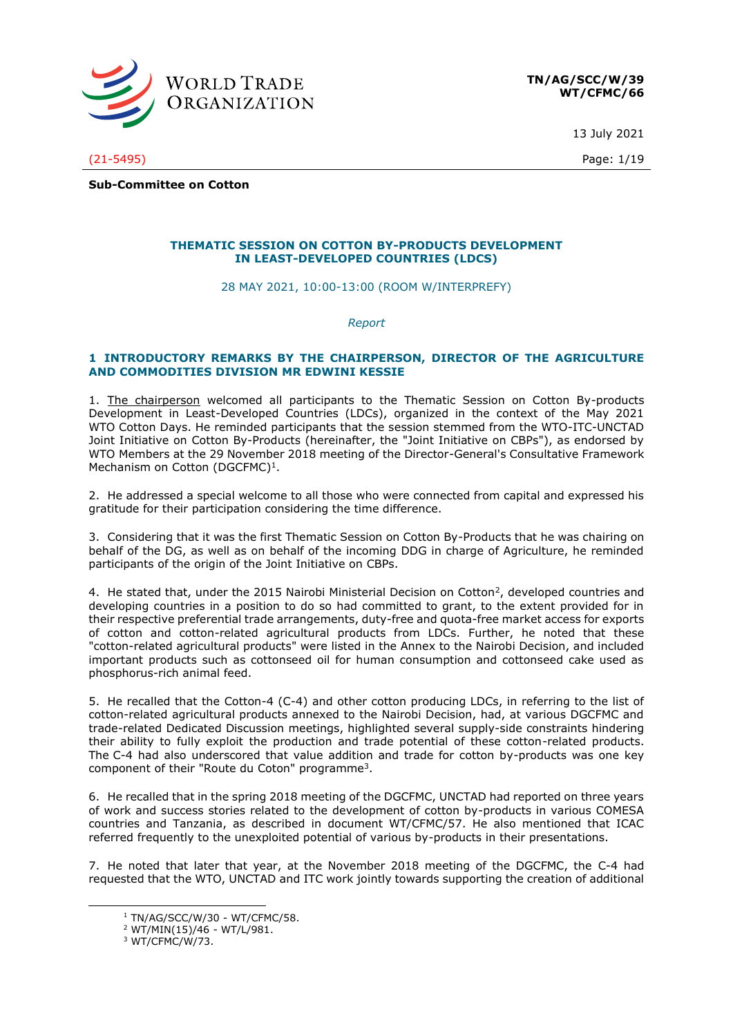**TN/AG/SCC/W/39**
**WT/CFMC/66**

13 July 2021

(21-5495)

**Sub-Committee on Cotton**

## THEMATIC SESSION ON COTTON BY-PRODUCTS DEVELOPMENT IN LEAST-DEVELOPED COUNTRIES (LDCS)

28 MAY 2021, 10:00-13:00 (ROOM W/INTERPREFY)

*Report*

### 1 INTRODUCTORY REMARKS BY THE CHAIRPERSON, DIRECTOR OF THE AGRICULTURE AND COMMODITIES DIVISION MR EDWINI KESSIE

1. The chairperson welcomed all participants to the Thematic Session on Cotton By-products Development in Least-Developed Countries (LDCs), organized in the context of the May 2021 WTO Cotton Days. He reminded participants that the session stemmed from the WTO-ITC-UNCTAD Joint Initiative on Cotton By-Products (hereinafter, the "Joint Initiative on CBPs"), as endorsed by WTO Members at the 29 November 2018 meeting of the Director-General's Consultative Framework Mechanism on Cotton (DGCFMC)[1].

2. He addressed a special welcome to all those who were connected from capital and expressed his gratitude for their participation considering the time difference.

3. Considering that it was the first Thematic Session on Cotton By-Products that he was chairing on behalf of the DG, as well as on behalf of the incoming DDG in charge of Agriculture, he reminded participants of the origin of the Joint Initiative on CBPs.

4. He stated that, under the 2015 Nairobi Ministerial Decision on Cotton[2], developed countries and developing countries in a position to do so had committed to grant, to the extent provided for in their respective preferential trade arrangements, duty-free and quota-free market access for exports of cotton and cotton-related agricultural products from LDCs. Further, he noted that these "cotton-related agricultural products" were listed in the Annex to the Nairobi Decision, and included important products such as cottonseed oil for human consumption and cottonseed cake used as phosphorus-rich animal feed.

5. He recalled that the Cotton-4 (C-4) and other cotton producing LDCs, in referring to the list of cotton-related agricultural products annexed to the Nairobi Decision, had, at various DGCFMC and trade-related Dedicated Discussion meetings, highlighted several supply-side constraints hindering their ability to fully exploit the production and trade potential of these cotton-related products. The C-4 had also underscored that value addition and trade for cotton by-products was one key component of their "Route du Coton" programme[3].

6. He recalled that in the spring 2018 meeting of the DGCFMC, UNCTAD had reported on three years of work and success stories related to the development of cotton by-products in various COMESA countries and Tanzania, as described in document WT/CFMC/57. He also mentioned that ICAC referred frequently to the unexploited potential of various by-products in their presentations.

7. He noted that later that year, at the November 2018 meeting of the DGCFMC, the C-4 had requested that the WTO, UNCTAD and ITC work jointly towards supporting the creation of additional

---

[1] TN/AG/SCC/W/30 - WT/CFMC/58.
[2] WT/MIN(15)/46 - WT/L/981.
[3] WT/CFMC/W/73.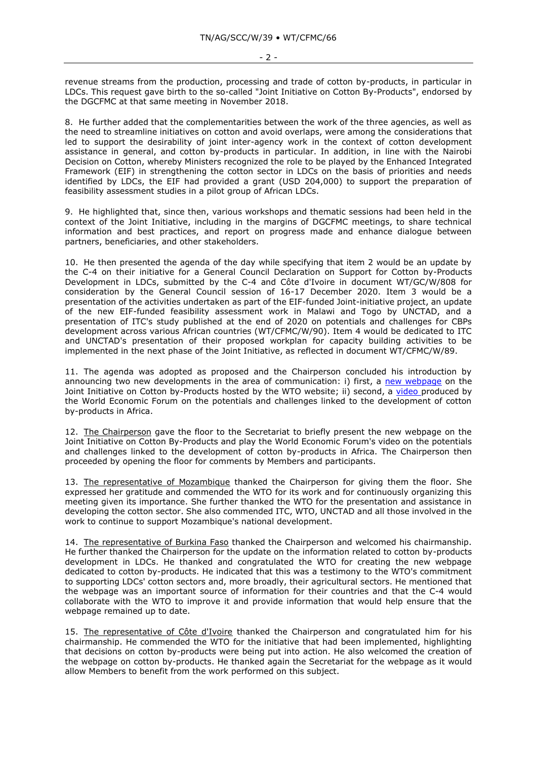revenue streams from the production, processing and trade of cotton by-products, in particular in LDCs. This request gave birth to the so-called "Joint Initiative on Cotton By-Products", endorsed by the DGCFMC at that same meeting in November 2018.

8. He further added that the complementarities between the work of the three agencies, as well as the need to streamline initiatives on cotton and avoid overlaps, were among the considerations that led to support the desirability of joint inter-agency work in the context of cotton development assistance in general, and cotton by-products in particular. In addition, in line with the Nairobi Decision on Cotton, whereby Ministers recognized the role to be played by the Enhanced Integrated Framework (EIF) in strengthening the cotton sector in LDCs on the basis of priorities and needs identified by LDCs, the EIF had provided a grant (USD 204,000) to support the preparation of feasibility assessment studies in a pilot group of African LDCs.

9. He highlighted that, since then, various workshops and thematic sessions had been held in the context of the Joint Initiative, including in the margins of DGCFMC meetings, to share technical information and best practices, and report on progress made and enhance dialogue between partners, beneficiaries, and other stakeholders.

10. He then presented the agenda of the day while specifying that item 2 would be an update by the C-4 on their initiative for a General Council Declaration on Support for Cotton by-Products Development in LDCs, submitted by the C-4 and Côte d'Ivoire in document WT/GC/W/808 for consideration by the General Council session of 16-17 December 2020. Item 3 would be a presentation of the activities undertaken as part of the EIF-funded Joint-initiative project, an update of the new EIF-funded feasibility assessment work in Malawi and Togo by UNCTAD, and a presentation of ITC's study published at the end of 2020 on potentials and challenges for CBPs development across various African countries (WT/CFMC/W/90). Item 4 would be dedicated to ITC and UNCTAD's presentation of their proposed workplan for capacity building activities to be implemented in the next phase of the Joint Initiative, as reflected in document WT/CFMC/W/89.

11. The agenda was adopted as proposed and the Chairperson concluded his introduction by announcing two new developments in the area of communication: i) first, a new webpage on the Joint Initiative on Cotton by-Products hosted by the WTO website; ii) second, a video produced by the World Economic Forum on the potentials and challenges linked to the development of cotton by-products in Africa.

12. The Chairperson gave the floor to the Secretariat to briefly present the new webpage on the Joint Initiative on Cotton By-Products and play the World Economic Forum's video on the potentials and challenges linked to the development of cotton by-products in Africa. The Chairperson then proceeded by opening the floor for comments by Members and participants.

13. The representative of Mozambique thanked the Chairperson for giving them the floor. She expressed her gratitude and commended the WTO for its work and for continuously organizing this meeting given its importance. She further thanked the WTO for the presentation and assistance in developing the cotton sector. She also commended ITC, WTO, UNCTAD and all those involved in the work to continue to support Mozambique's national development.

14. The representative of Burkina Faso thanked the Chairperson and welcomed his chairmanship. He further thanked the Chairperson for the update on the information related to cotton by-products development in LDCs. He thanked and congratulated the WTO for creating the new webpage dedicated to cotton by-products. He indicated that this was a testimony to the WTO's commitment to supporting LDCs' cotton sectors and, more broadly, their agricultural sectors. He mentioned that the webpage was an important source of information for their countries and that the C-4 would collaborate with the WTO to improve it and provide information that would help ensure that the webpage remained up to date.

15. The representative of Côte d'Ivoire thanked the Chairperson and congratulated him for his chairmanship. He commended the WTO for the initiative that had been implemented, highlighting that decisions on cotton by-products were being put into action. He also welcomed the creation of the webpage on cotton by-products. He thanked again the Secretariat for the webpage as it would allow Members to benefit from the work performed on this subject.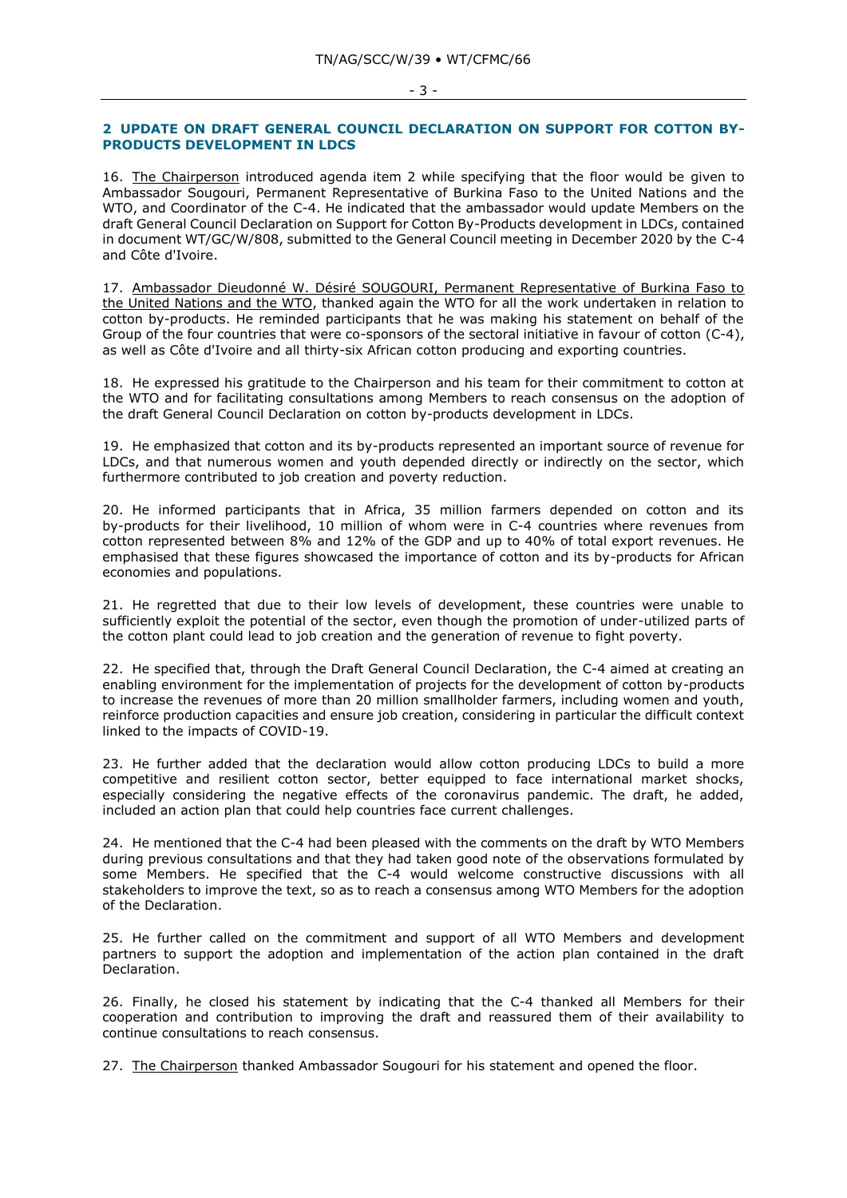## 2 UPDATE ON DRAFT GENERAL COUNCIL DECLARATION ON SUPPORT FOR COTTON BY-PRODUCTS DEVELOPMENT IN LDCS

16. The Chairperson introduced agenda item 2 while specifying that the floor would be given to Ambassador Sougouri, Permanent Representative of Burkina Faso to the United Nations and the WTO, and Coordinator of the C-4. He indicated that the ambassador would update Members on the draft General Council Declaration on Support for Cotton By-Products development in LDCs, contained in document WT/GC/W/808, submitted to the General Council meeting in December 2020 by the C-4 and Côte d'Ivoire.

17. Ambassador Dieudonné W. Désiré SOUGOURI, Permanent Representative of Burkina Faso to the United Nations and the WTO, thanked again the WTO for all the work undertaken in relation to cotton by-products. He reminded participants that he was making his statement on behalf of the Group of the four countries that were co-sponsors of the sectoral initiative in favour of cotton (C-4), as well as Côte d'Ivoire and all thirty-six African cotton producing and exporting countries.

18. He expressed his gratitude to the Chairperson and his team for their commitment to cotton at the WTO and for facilitating consultations among Members to reach consensus on the adoption of the draft General Council Declaration on cotton by-products development in LDCs.

19. He emphasized that cotton and its by-products represented an important source of revenue for LDCs, and that numerous women and youth depended directly or indirectly on the sector, which furthermore contributed to job creation and poverty reduction.

20. He informed participants that in Africa, 35 million farmers depended on cotton and its by-products for their livelihood, 10 million of whom were in C-4 countries where revenues from cotton represented between 8% and 12% of the GDP and up to 40% of total export revenues. He emphasised that these figures showcased the importance of cotton and its by-products for African economies and populations.

21. He regretted that due to their low levels of development, these countries were unable to sufficiently exploit the potential of the sector, even though the promotion of under-utilized parts of the cotton plant could lead to job creation and the generation of revenue to fight poverty.

22. He specified that, through the Draft General Council Declaration, the C-4 aimed at creating an enabling environment for the implementation of projects for the development of cotton by-products to increase the revenues of more than 20 million smallholder farmers, including women and youth, reinforce production capacities and ensure job creation, considering in particular the difficult context linked to the impacts of COVID-19.

23. He further added that the declaration would allow cotton producing LDCs to build a more competitive and resilient cotton sector, better equipped to face international market shocks, especially considering the negative effects of the coronavirus pandemic. The draft, he added, included an action plan that could help countries face current challenges.

24. He mentioned that the C-4 had been pleased with the comments on the draft by WTO Members during previous consultations and that they had taken good note of the observations formulated by some Members. He specified that the C-4 would welcome constructive discussions with all stakeholders to improve the text, so as to reach a consensus among WTO Members for the adoption of the Declaration.

25. He further called on the commitment and support of all WTO Members and development partners to support the adoption and implementation of the action plan contained in the draft Declaration.

26. Finally, he closed his statement by indicating that the C-4 thanked all Members for their cooperation and contribution to improving the draft and reassured them of their availability to continue consultations to reach consensus.

27. The Chairperson thanked Ambassador Sougouri for his statement and opened the floor.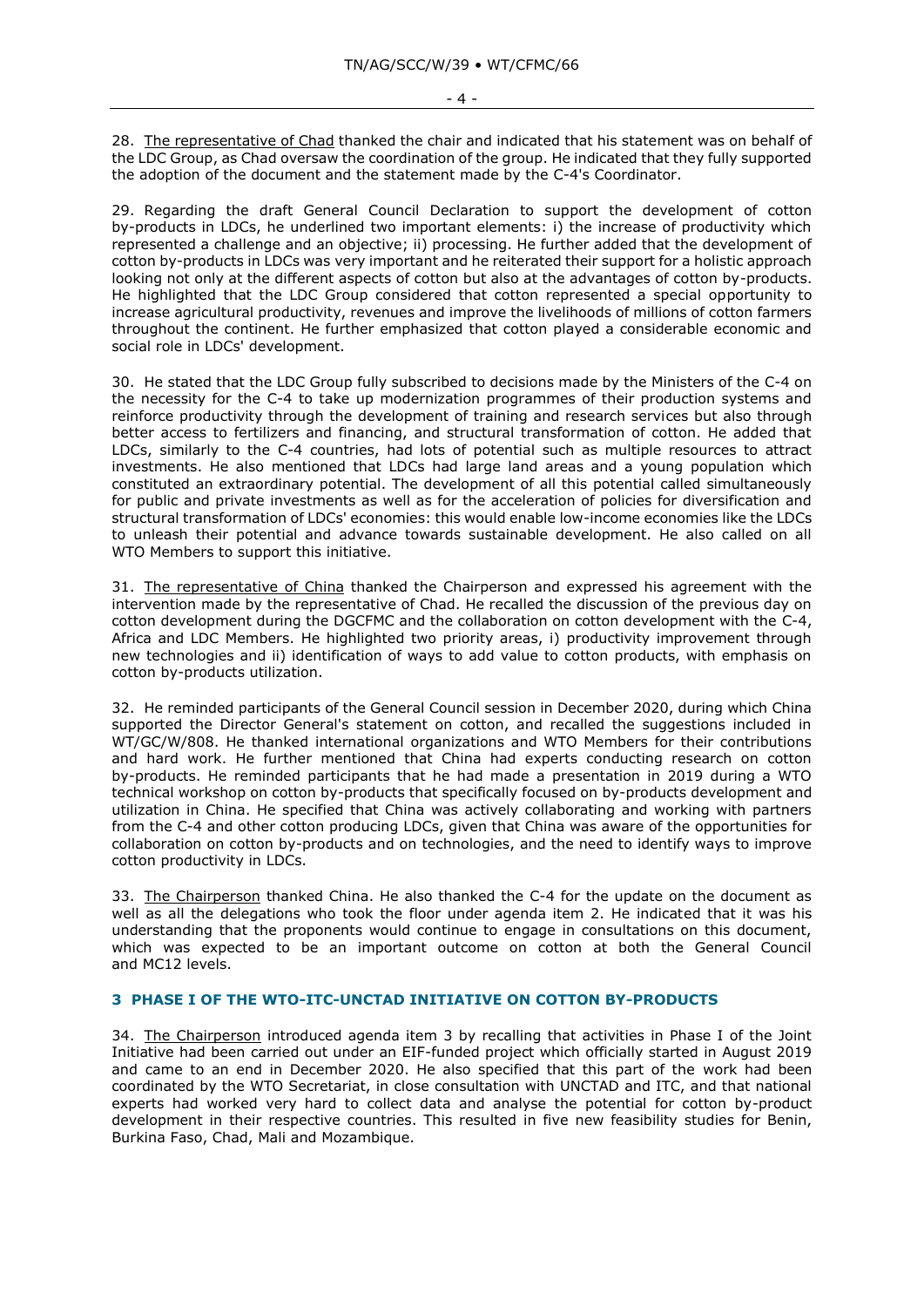28. The representative of Chad thanked the chair and indicated that his statement was on behalf of the LDC Group, as Chad oversaw the coordination of the group. He indicated that they fully supported the adoption of the document and the statement made by the C-4's Coordinator.

29. Regarding the draft General Council Declaration to support the development of cotton by-products in LDCs, he underlined two important elements: i) the increase of productivity which represented a challenge and an objective; ii) processing. He further added that the development of cotton by-products in LDCs was very important and he reiterated their support for a holistic approach looking not only at the different aspects of cotton but also at the advantages of cotton by-products. He highlighted that the LDC Group considered that cotton represented a special opportunity to increase agricultural productivity, revenues and improve the livelihoods of millions of cotton farmers throughout the continent. He further emphasized that cotton played a considerable economic and social role in LDCs' development.

30. He stated that the LDC Group fully subscribed to decisions made by the Ministers of the C-4 on the necessity for the C-4 to take up modernization programmes of their production systems and reinforce productivity through the development of training and research services but also through better access to fertilizers and financing, and structural transformation of cotton. He added that LDCs, similarly to the C-4 countries, had lots of potential such as multiple resources to attract investments. He also mentioned that LDCs had large land areas and a young population which constituted an extraordinary potential. The development of all this potential called simultaneously for public and private investments as well as for the acceleration of policies for diversification and structural transformation of LDCs' economies: this would enable low-income economies like the LDCs to unleash their potential and advance towards sustainable development. He also called on all WTO Members to support this initiative.

31. The representative of China thanked the Chairperson and expressed his agreement with the intervention made by the representative of Chad. He recalled the discussion of the previous day on cotton development during the DGCFMC and the collaboration on cotton development with the C-4, Africa and LDC Members. He highlighted two priority areas, i) productivity improvement through new technologies and ii) identification of ways to add value to cotton products, with emphasis on cotton by-products utilization.

32. He reminded participants of the General Council session in December 2020, during which China supported the Director General's statement on cotton, and recalled the suggestions included in WT/GC/W/808. He thanked international organizations and WTO Members for their contributions and hard work. He further mentioned that China had experts conducting research on cotton by-products. He reminded participants that he had made a presentation in 2019 during a WTO technical workshop on cotton by-products that specifically focused on by-products development and utilization in China. He specified that China was actively collaborating and working with partners from the C-4 and other cotton producing LDCs, given that China was aware of the opportunities for collaboration on cotton by-products and on technologies, and the need to identify ways to improve cotton productivity in LDCs.

33. The Chairperson thanked China. He also thanked the C-4 for the update on the document as well as all the delegations who took the floor under agenda item 2. He indicated that it was his understanding that the proponents would continue to engage in consultations on this document, which was expected to be an important outcome on cotton at both the General Council and MC12 levels.

## 3 PHASE I OF THE WTO-ITC-UNCTAD INITIATIVE ON COTTON BY-PRODUCTS

34. The Chairperson introduced agenda item 3 by recalling that activities in Phase I of the Joint Initiative had been carried out under an EIF-funded project which officially started in August 2019 and came to an end in December 2020. He also specified that this part of the work had been coordinated by the WTO Secretariat, in close consultation with UNCTAD and ITC, and that national experts had worked very hard to collect data and analyse the potential for cotton by-product development in their respective countries. This resulted in five new feasibility studies for Benin, Burkina Faso, Chad, Mali and Mozambique.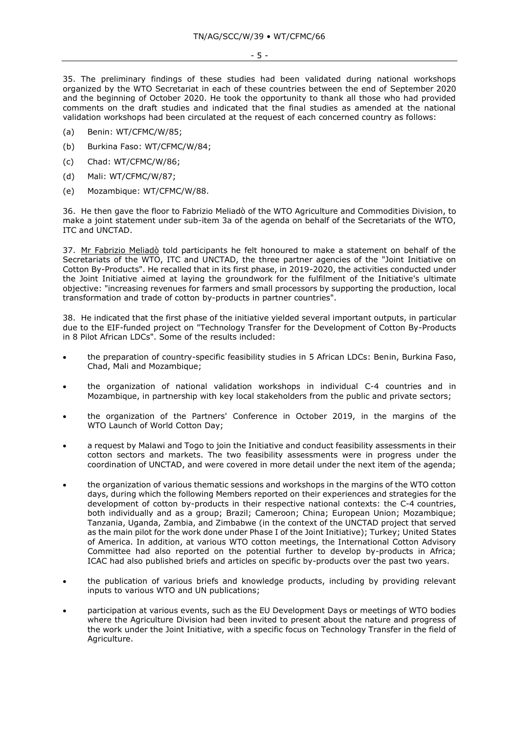35. The preliminary findings of these studies had been validated during national workshops organized by the WTO Secretariat in each of these countries between the end of September 2020 and the beginning of October 2020. He took the opportunity to thank all those who had provided comments on the draft studies and indicated that the final studies as amended at the national validation workshops had been circulated at the request of each concerned country as follows:

(a) Benin: WT/CFMC/W/85;

(b) Burkina Faso: WT/CFMC/W/84;

(c) Chad: WT/CFMC/W/86;

(d) Mali: WT/CFMC/W/87;

(e) Mozambique: WT/CFMC/W/88.

36. He then gave the floor to Fabrizio Meliadò of the WTO Agriculture and Commodities Division, to make a joint statement under sub-item 3a of the agenda on behalf of the Secretariats of the WTO, ITC and UNCTAD.

37. Mr Fabrizio Meliadò told participants he felt honoured to make a statement on behalf of the Secretariats of the WTO, ITC and UNCTAD, the three partner agencies of the "Joint Initiative on Cotton By-Products". He recalled that in its first phase, in 2019-2020, the activities conducted under the Joint Initiative aimed at laying the groundwork for the fulfilment of the Initiative's ultimate objective: "increasing revenues for farmers and small processors by supporting the production, local transformation and trade of cotton by-products in partner countries".

38. He indicated that the first phase of the initiative yielded several important outputs, in particular due to the EIF-funded project on "Technology Transfer for the Development of Cotton By-Products in 8 Pilot African LDCs". Some of the results included:

- the preparation of country-specific feasibility studies in 5 African LDCs: Benin, Burkina Faso, Chad, Mali and Mozambique;
- the organization of national validation workshops in individual C-4 countries and in Mozambique, in partnership with key local stakeholders from the public and private sectors;
- the organization of the Partners' Conference in October 2019, in the margins of the WTO Launch of World Cotton Day;
- a request by Malawi and Togo to join the Initiative and conduct feasibility assessments in their cotton sectors and markets. The two feasibility assessments were in progress under the coordination of UNCTAD, and were covered in more detail under the next item of the agenda;
- the organization of various thematic sessions and workshops in the margins of the WTO cotton days, during which the following Members reported on their experiences and strategies for the development of cotton by-products in their respective national contexts: the C-4 countries, both individually and as a group; Brazil; Cameroon; China; European Union; Mozambique; Tanzania, Uganda, Zambia, and Zimbabwe (in the context of the UNCTAD project that served as the main pilot for the work done under Phase I of the Joint Initiative); Turkey; United States of America. In addition, at various WTO cotton meetings, the International Cotton Advisory Committee had also reported on the potential further to develop by-products in Africa; ICAC had also published briefs and articles on specific by-products over the past two years.
- the publication of various briefs and knowledge products, including by providing relevant inputs to various WTO and UN publications;
- participation at various events, such as the EU Development Days or meetings of WTO bodies where the Agriculture Division had been invited to present about the nature and progress of the work under the Joint Initiative, with a specific focus on Technology Transfer in the field of Agriculture.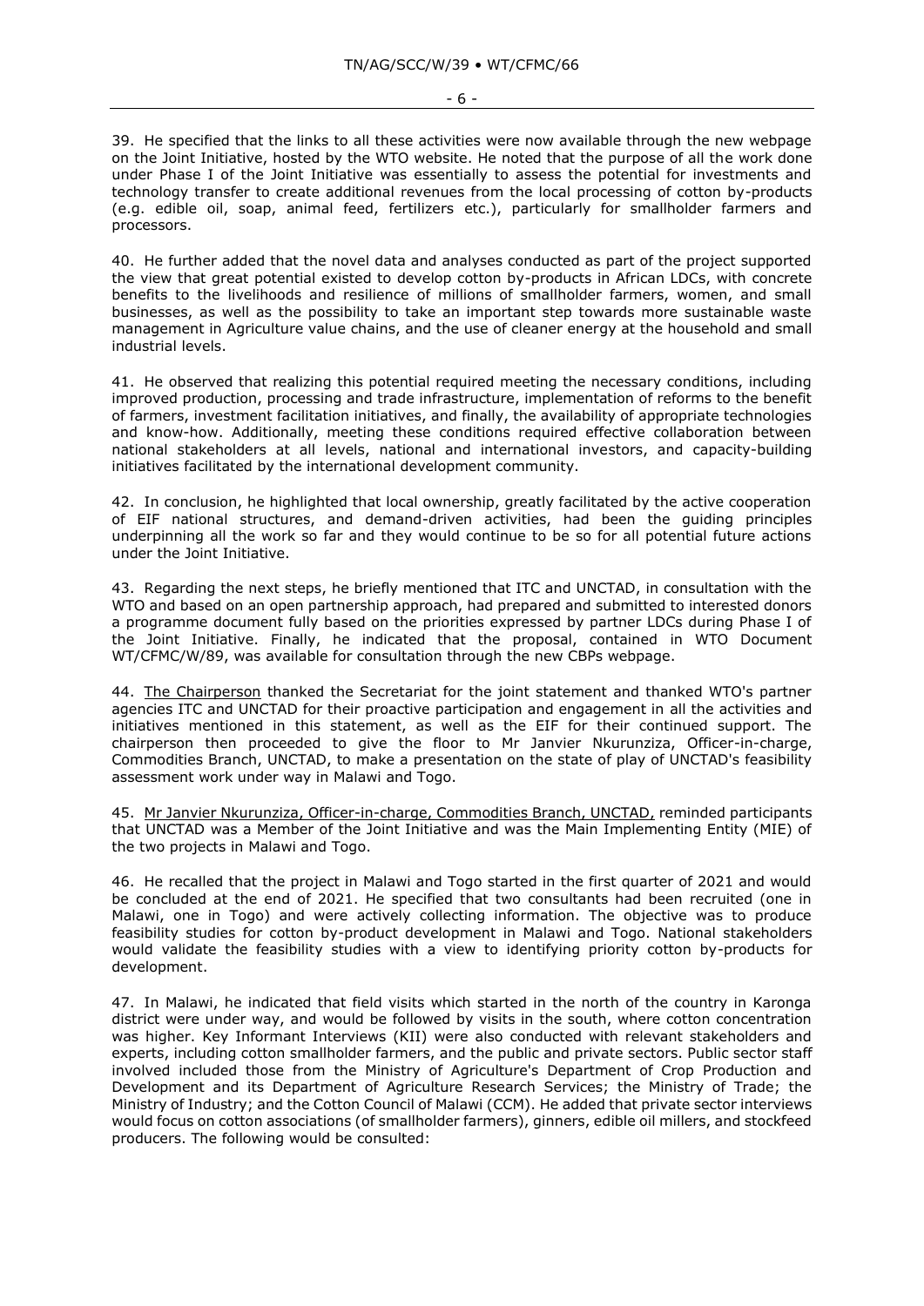39. He specified that the links to all these activities were now available through the new webpage on the Joint Initiative, hosted by the WTO website. He noted that the purpose of all the work done under Phase I of the Joint Initiative was essentially to assess the potential for investments and technology transfer to create additional revenues from the local processing of cotton by-products (e.g. edible oil, soap, animal feed, fertilizers etc.), particularly for smallholder farmers and processors.

40. He further added that the novel data and analyses conducted as part of the project supported the view that great potential existed to develop cotton by-products in African LDCs, with concrete benefits to the livelihoods and resilience of millions of smallholder farmers, women, and small businesses, as well as the possibility to take an important step towards more sustainable waste management in Agriculture value chains, and the use of cleaner energy at the household and small industrial levels.

41. He observed that realizing this potential required meeting the necessary conditions, including improved production, processing and trade infrastructure, implementation of reforms to the benefit of farmers, investment facilitation initiatives, and finally, the availability of appropriate technologies and know-how. Additionally, meeting these conditions required effective collaboration between national stakeholders at all levels, national and international investors, and capacity-building initiatives facilitated by the international development community.

42. In conclusion, he highlighted that local ownership, greatly facilitated by the active cooperation of EIF national structures, and demand-driven activities, had been the guiding principles underpinning all the work so far and they would continue to be so for all potential future actions under the Joint Initiative.

43. Regarding the next steps, he briefly mentioned that ITC and UNCTAD, in consultation with the WTO and based on an open partnership approach, had prepared and submitted to interested donors a programme document fully based on the priorities expressed by partner LDCs during Phase I of the Joint Initiative. Finally, he indicated that the proposal, contained in WTO Document WT/CFMC/W/89, was available for consultation through the new CBPs webpage.

44. The Chairperson thanked the Secretariat for the joint statement and thanked WTO's partner agencies ITC and UNCTAD for their proactive participation and engagement in all the activities and initiatives mentioned in this statement, as well as the EIF for their continued support. The chairperson then proceeded to give the floor to Mr Janvier Nkurunziza, Officer-in-charge, Commodities Branch, UNCTAD, to make a presentation on the state of play of UNCTAD's feasibility assessment work under way in Malawi and Togo.

45. Mr Janvier Nkurunziza, Officer-in-charge, Commodities Branch, UNCTAD, reminded participants that UNCTAD was a Member of the Joint Initiative and was the Main Implementing Entity (MIE) of the two projects in Malawi and Togo.

46. He recalled that the project in Malawi and Togo started in the first quarter of 2021 and would be concluded at the end of 2021. He specified that two consultants had been recruited (one in Malawi, one in Togo) and were actively collecting information. The objective was to produce feasibility studies for cotton by-product development in Malawi and Togo. National stakeholders would validate the feasibility studies with a view to identifying priority cotton by-products for development.

47. In Malawi, he indicated that field visits which started in the north of the country in Karonga district were under way, and would be followed by visits in the south, where cotton concentration was higher. Key Informant Interviews (KII) were also conducted with relevant stakeholders and experts, including cotton smallholder farmers, and the public and private sectors. Public sector staff involved included those from the Ministry of Agriculture's Department of Crop Production and Development and its Department of Agriculture Research Services; the Ministry of Trade; the Ministry of Industry; and the Cotton Council of Malawi (CCM). He added that private sector interviews would focus on cotton associations (of smallholder farmers), ginners, edible oil millers, and stockfeed producers. The following would be consulted: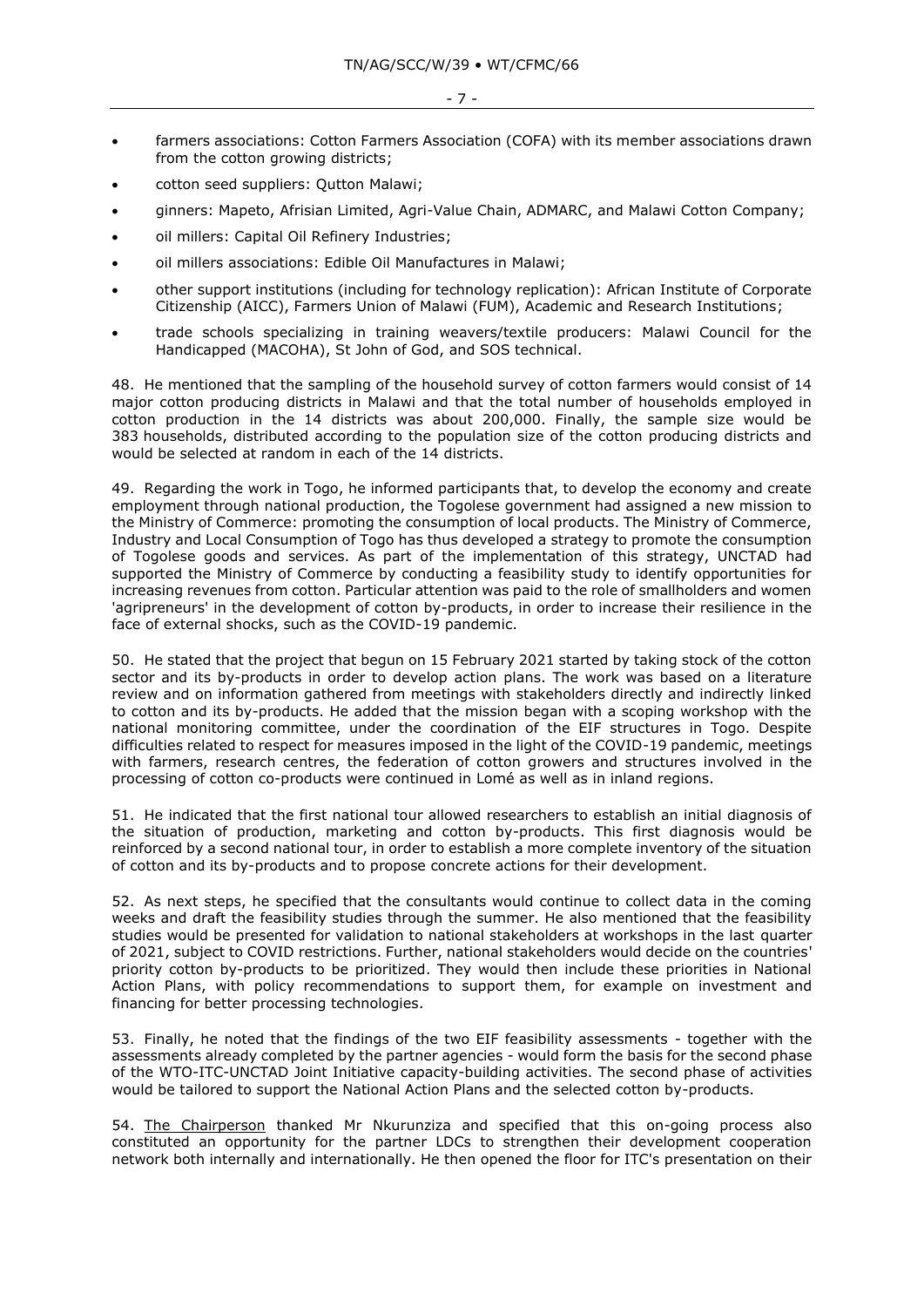- farmers associations: Cotton Farmers Association (COFA) with its member associations drawn from the cotton growing districts;
- cotton seed suppliers: Qutton Malawi;
- ginners: Mapeto, Afrisian Limited, Agri-Value Chain, ADMARC, and Malawi Cotton Company;
- oil millers: Capital Oil Refinery Industries;
- oil millers associations: Edible Oil Manufactures in Malawi;
- other support institutions (including for technology replication): African Institute of Corporate Citizenship (AICC), Farmers Union of Malawi (FUM), Academic and Research Institutions;
- trade schools specializing in training weavers/textile producers: Malawi Council for the Handicapped (MACOHA), St John of God, and SOS technical.

48. He mentioned that the sampling of the household survey of cotton farmers would consist of 14 major cotton producing districts in Malawi and that the total number of households employed in cotton production in the 14 districts was about 200,000. Finally, the sample size would be 383 households, distributed according to the population size of the cotton producing districts and would be selected at random in each of the 14 districts.

49. Regarding the work in Togo, he informed participants that, to develop the economy and create employment through national production, the Togolese government had assigned a new mission to the Ministry of Commerce: promoting the consumption of local products. The Ministry of Commerce, Industry and Local Consumption of Togo has thus developed a strategy to promote the consumption of Togolese goods and services. As part of the implementation of this strategy, UNCTAD had supported the Ministry of Commerce by conducting a feasibility study to identify opportunities for increasing revenues from cotton. Particular attention was paid to the role of smallholders and women 'agripreneurs' in the development of cotton by-products, in order to increase their resilience in the face of external shocks, such as the COVID-19 pandemic.

50. He stated that the project that begun on 15 February 2021 started by taking stock of the cotton sector and its by-products in order to develop action plans. The work was based on a literature review and on information gathered from meetings with stakeholders directly and indirectly linked to cotton and its by-products. He added that the mission began with a scoping workshop with the national monitoring committee, under the coordination of the EIF structures in Togo. Despite difficulties related to respect for measures imposed in the light of the COVID-19 pandemic, meetings with farmers, research centres, the federation of cotton growers and structures involved in the processing of cotton co-products were continued in Lomé as well as in inland regions.

51. He indicated that the first national tour allowed researchers to establish an initial diagnosis of the situation of production, marketing and cotton by-products. This first diagnosis would be reinforced by a second national tour, in order to establish a more complete inventory of the situation of cotton and its by-products and to propose concrete actions for their development.

52. As next steps, he specified that the consultants would continue to collect data in the coming weeks and draft the feasibility studies through the summer. He also mentioned that the feasibility studies would be presented for validation to national stakeholders at workshops in the last quarter of 2021, subject to COVID restrictions. Further, national stakeholders would decide on the countries' priority cotton by-products to be prioritized. They would then include these priorities in National Action Plans, with policy recommendations to support them, for example on investment and financing for better processing technologies.

53. Finally, he noted that the findings of the two EIF feasibility assessments - together with the assessments already completed by the partner agencies - would form the basis for the second phase of the WTO-ITC-UNCTAD Joint Initiative capacity-building activities. The second phase of activities would be tailored to support the National Action Plans and the selected cotton by-products.

54. The Chairperson thanked Mr Nkurunziza and specified that this on-going process also constituted an opportunity for the partner LDCs to strengthen their development cooperation network both internally and internationally. He then opened the floor for ITC's presentation on their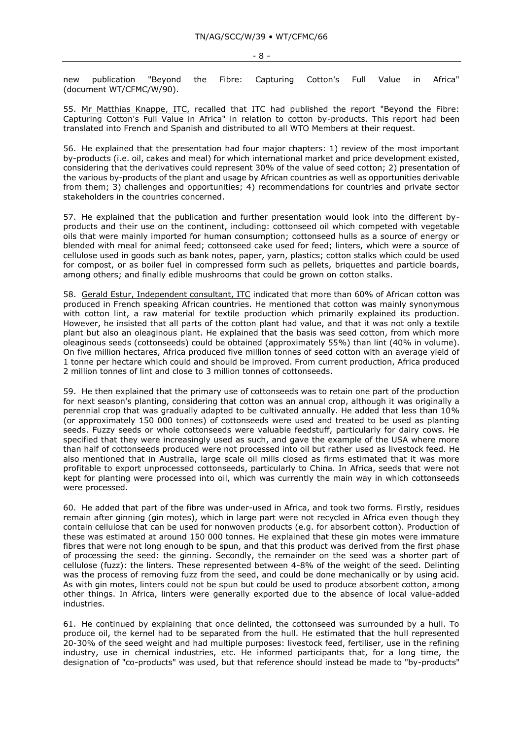new publication "Beyond the Fibre: Capturing Cotton's Full Value in Africa" (document WT/CFMC/W/90).

55. Mr Matthias Knappe, ITC, recalled that ITC had published the report "Beyond the Fibre: Capturing Cotton's Full Value in Africa" in relation to cotton by-products. This report had been translated into French and Spanish and distributed to all WTO Members at their request.

56. He explained that the presentation had four major chapters: 1) review of the most important by-products (i.e. oil, cakes and meal) for which international market and price development existed, considering that the derivatives could represent 30% of the value of seed cotton; 2) presentation of the various by-products of the plant and usage by African countries as well as opportunities derivable from them; 3) challenges and opportunities; 4) recommendations for countries and private sector stakeholders in the countries concerned.

57. He explained that the publication and further presentation would look into the different by-products and their use on the continent, including: cottonseed oil which competed with vegetable oils that were mainly imported for human consumption; cottonseed hulls as a source of energy or blended with meal for animal feed; cottonseed cake used for feed; linters, which were a source of cellulose used in goods such as bank notes, paper, yarn, plastics; cotton stalks which could be used for compost, or as boiler fuel in compressed form such as pellets, briquettes and particle boards, among others; and finally edible mushrooms that could be grown on cotton stalks.

58. Gerald Estur, Independent consultant, ITC indicated that more than 60% of African cotton was produced in French speaking African countries. He mentioned that cotton was mainly synonymous with cotton lint, a raw material for textile production which primarily explained its production. However, he insisted that all parts of the cotton plant had value, and that it was not only a textile plant but also an oleaginous plant. He explained that the basis was seed cotton, from which more oleaginous seeds (cottonseeds) could be obtained (approximately 55%) than lint (40% in volume). On five million hectares, Africa produced five million tonnes of seed cotton with an average yield of 1 tonne per hectare which could and should be improved. From current production, Africa produced 2 million tonnes of lint and close to 3 million tonnes of cottonseeds.

59. He then explained that the primary use of cottonseeds was to retain one part of the production for next season's planting, considering that cotton was an annual crop, although it was originally a perennial crop that was gradually adapted to be cultivated annually. He added that less than 10% (or approximately 150 000 tonnes) of cottonseeds were used and treated to be used as planting seeds. Fuzzy seeds or whole cottonseeds were valuable feedstuff, particularly for dairy cows. He specified that they were increasingly used as such, and gave the example of the USA where more than half of cottonseeds produced were not processed into oil but rather used as livestock feed. He also mentioned that in Australia, large scale oil mills closed as firms estimated that it was more profitable to export unprocessed cottonseeds, particularly to China. In Africa, seeds that were not kept for planting were processed into oil, which was currently the main way in which cottonseeds were processed.

60. He added that part of the fibre was under-used in Africa, and took two forms. Firstly, residues remain after ginning (gin motes), which in large part were not recycled in Africa even though they contain cellulose that can be used for nonwoven products (e.g. for absorbent cotton). Production of these was estimated at around 150 000 tonnes. He explained that these gin motes were immature fibres that were not long enough to be spun, and that this product was derived from the first phase of processing the seed: the ginning. Secondly, the remainder on the seed was a shorter part of cellulose (fuzz): the linters. These represented between 4-8% of the weight of the seed. Delinting was the process of removing fuzz from the seed, and could be done mechanically or by using acid. As with gin motes, linters could not be spun but could be used to produce absorbent cotton, among other things. In Africa, linters were generally exported due to the absence of local value-added industries.

61. He continued by explaining that once delinted, the cottonseed was surrounded by a hull. To produce oil, the kernel had to be separated from the hull. He estimated that the hull represented 20-30% of the seed weight and had multiple purposes: livestock feed, fertiliser, use in the refining industry, use in chemical industries, etc. He informed participants that, for a long time, the designation of "co-products" was used, but that reference should instead be made to "by-products"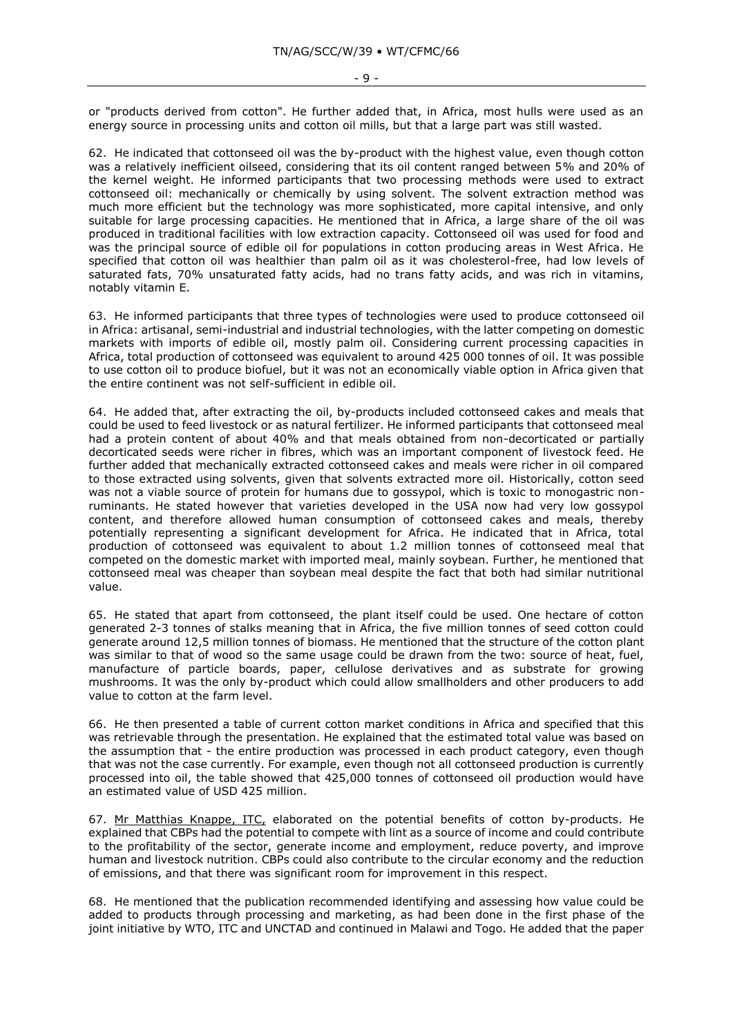or "products derived from cotton". He further added that, in Africa, most hulls were used as an energy source in processing units and cotton oil mills, but that a large part was still wasted.

62. He indicated that cottonseed oil was the by-product with the highest value, even though cotton was a relatively inefficient oilseed, considering that its oil content ranged between 5% and 20% of the kernel weight. He informed participants that two processing methods were used to extract cottonseed oil: mechanically or chemically by using solvent. The solvent extraction method was much more efficient but the technology was more sophisticated, more capital intensive, and only suitable for large processing capacities. He mentioned that in Africa, a large share of the oil was produced in traditional facilities with low extraction capacity. Cottonseed oil was used for food and was the principal source of edible oil for populations in cotton producing areas in West Africa. He specified that cotton oil was healthier than palm oil as it was cholesterol-free, had low levels of saturated fats, 70% unsaturated fatty acids, had no trans fatty acids, and was rich in vitamins, notably vitamin E.

63. He informed participants that three types of technologies were used to produce cottonseed oil in Africa: artisanal, semi-industrial and industrial technologies, with the latter competing on domestic markets with imports of edible oil, mostly palm oil. Considering current processing capacities in Africa, total production of cottonseed was equivalent to around 425 000 tonnes of oil. It was possible to use cotton oil to produce biofuel, but it was not an economically viable option in Africa given that the entire continent was not self-sufficient in edible oil.

64. He added that, after extracting the oil, by-products included cottonseed cakes and meals that could be used to feed livestock or as natural fertilizer. He informed participants that cottonseed meal had a protein content of about 40% and that meals obtained from non-decorticated or partially decorticated seeds were richer in fibres, which was an important component of livestock feed. He further added that mechanically extracted cottonseed cakes and meals were richer in oil compared to those extracted using solvents, given that solvents extracted more oil. Historically, cotton seed was not a viable source of protein for humans due to gossypol, which is toxic to monogastric non-ruminants. He stated however that varieties developed in the USA now had very low gossypol content, and therefore allowed human consumption of cottonseed cakes and meals, thereby potentially representing a significant development for Africa. He indicated that in Africa, total production of cottonseed was equivalent to about 1.2 million tonnes of cottonseed meal that competed on the domestic market with imported meal, mainly soybean. Further, he mentioned that cottonseed meal was cheaper than soybean meal despite the fact that both had similar nutritional value.

65. He stated that apart from cottonseed, the plant itself could be used. One hectare of cotton generated 2-3 tonnes of stalks meaning that in Africa, the five million tonnes of seed cotton could generate around 12,5 million tonnes of biomass. He mentioned that the structure of the cotton plant was similar to that of wood so the same usage could be drawn from the two: source of heat, fuel, manufacture of particle boards, paper, cellulose derivatives and as substrate for growing mushrooms. It was the only by-product which could allow smallholders and other producers to add value to cotton at the farm level.

66. He then presented a table of current cotton market conditions in Africa and specified that this was retrievable through the presentation. He explained that the estimated total value was based on the assumption that - the entire production was processed in each product category, even though that was not the case currently. For example, even though not all cottonseed production is currently processed into oil, the table showed that 425,000 tonnes of cottonseed oil production would have an estimated value of USD 425 million.

67. Mr Matthias Knappe, ITC, elaborated on the potential benefits of cotton by-products. He explained that CBPs had the potential to compete with lint as a source of income and could contribute to the profitability of the sector, generate income and employment, reduce poverty, and improve human and livestock nutrition. CBPs could also contribute to the circular economy and the reduction of emissions, and that there was significant room for improvement in this respect.

68. He mentioned that the publication recommended identifying and assessing how value could be added to products through processing and marketing, as had been done in the first phase of the joint initiative by WTO, ITC and UNCTAD and continued in Malawi and Togo. He added that the paper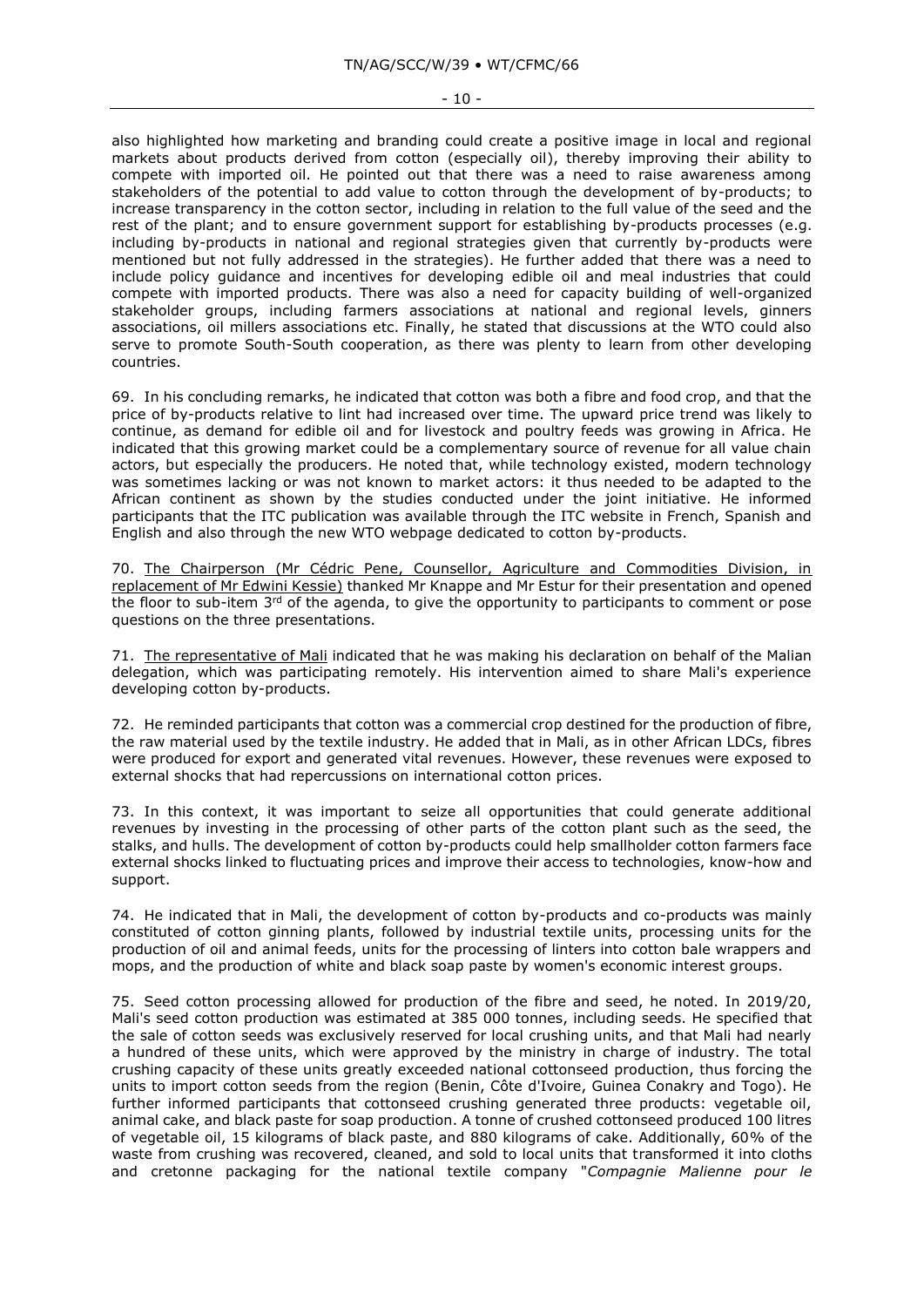also highlighted how marketing and branding could create a positive image in local and regional markets about products derived from cotton (especially oil), thereby improving their ability to compete with imported oil. He pointed out that there was a need to raise awareness among stakeholders of the potential to add value to cotton through the development of by-products; to increase transparency in the cotton sector, including in relation to the full value of the seed and the rest of the plant; and to ensure government support for establishing by-products processes (e.g. including by-products in national and regional strategies given that currently by-products were mentioned but not fully addressed in the strategies). He further added that there was a need to include policy guidance and incentives for developing edible oil and meal industries that could compete with imported products. There was also a need for capacity building of well-organized stakeholder groups, including farmers associations at national and regional levels, ginners associations, oil millers associations etc. Finally, he stated that discussions at the WTO could also serve to promote South-South cooperation, as there was plenty to learn from other developing countries.

69. In his concluding remarks, he indicated that cotton was both a fibre and food crop, and that the price of by-products relative to lint had increased over time. The upward price trend was likely to continue, as demand for edible oil and for livestock and poultry feeds was growing in Africa. He indicated that this growing market could be a complementary source of revenue for all value chain actors, but especially the producers. He noted that, while technology existed, modern technology was sometimes lacking or was not known to market actors: it thus needed to be adapted to the African continent as shown by the studies conducted under the joint initiative. He informed participants that the ITC publication was available through the ITC website in French, Spanish and English and also through the new WTO webpage dedicated to cotton by-products.

70. The Chairperson (Mr Cédric Pene, Counsellor, Agriculture and Commodities Division, in replacement of Mr Edwini Kessie) thanked Mr Knappe and Mr Estur for their presentation and opened the floor to sub-item 3rd of the agenda, to give the opportunity to participants to comment or pose questions on the three presentations.

71. The representative of Mali indicated that he was making his declaration on behalf of the Malian delegation, which was participating remotely. His intervention aimed to share Mali's experience developing cotton by-products.

72. He reminded participants that cotton was a commercial crop destined for the production of fibre, the raw material used by the textile industry. He added that in Mali, as in other African LDCs, fibres were produced for export and generated vital revenues. However, these revenues were exposed to external shocks that had repercussions on international cotton prices.

73. In this context, it was important to seize all opportunities that could generate additional revenues by investing in the processing of other parts of the cotton plant such as the seed, the stalks, and hulls. The development of cotton by-products could help smallholder cotton farmers face external shocks linked to fluctuating prices and improve their access to technologies, know-how and support.

74. He indicated that in Mali, the development of cotton by-products and co-products was mainly constituted of cotton ginning plants, followed by industrial textile units, processing units for the production of oil and animal feeds, units for the processing of linters into cotton bale wrappers and mops, and the production of white and black soap paste by women's economic interest groups.

75. Seed cotton processing allowed for production of the fibre and seed, he noted. In 2019/20, Mali's seed cotton production was estimated at 385 000 tonnes, including seeds. He specified that the sale of cotton seeds was exclusively reserved for local crushing units, and that Mali had nearly a hundred of these units, which were approved by the ministry in charge of industry. The total crushing capacity of these units greatly exceeded national cottonseed production, thus forcing the units to import cotton seeds from the region (Benin, Côte d'Ivoire, Guinea Conakry and Togo). He further informed participants that cottonseed crushing generated three products: vegetable oil, animal cake, and black paste for soap production. A tonne of crushed cottonseed produced 100 litres of vegetable oil, 15 kilograms of black paste, and 880 kilograms of cake. Additionally, 60% of the waste from crushing was recovered, cleaned, and sold to local units that transformed it into cloths and cretonne packaging for the national textile company "*Compagnie Malienne pour le*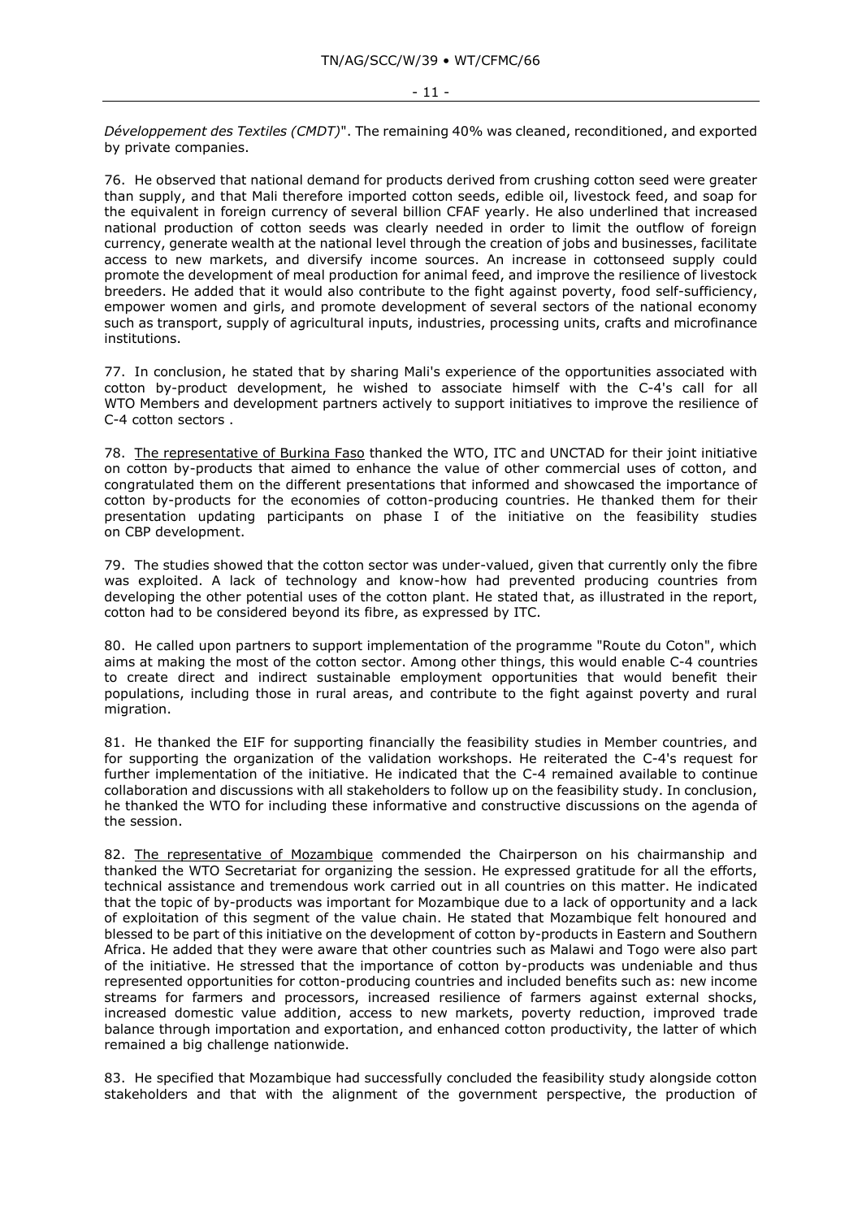*Développement des Textiles (CMDT)*". The remaining 40% was cleaned, reconditioned, and exported by private companies.

76. He observed that national demand for products derived from crushing cotton seed were greater than supply, and that Mali therefore imported cotton seeds, edible oil, livestock feed, and soap for the equivalent in foreign currency of several billion CFAF yearly. He also underlined that increased national production of cotton seeds was clearly needed in order to limit the outflow of foreign currency, generate wealth at the national level through the creation of jobs and businesses, facilitate access to new markets, and diversify income sources. An increase in cottonseed supply could promote the development of meal production for animal feed, and improve the resilience of livestock breeders. He added that it would also contribute to the fight against poverty, food self-sufficiency, empower women and girls, and promote development of several sectors of the national economy such as transport, supply of agricultural inputs, industries, processing units, crafts and microfinance institutions.

77. In conclusion, he stated that by sharing Mali's experience of the opportunities associated with cotton by-product development, he wished to associate himself with the C-4's call for all WTO Members and development partners actively to support initiatives to improve the resilience of C-4 cotton sectors .

78. The representative of Burkina Faso thanked the WTO, ITC and UNCTAD for their joint initiative on cotton by-products that aimed to enhance the value of other commercial uses of cotton, and congratulated them on the different presentations that informed and showcased the importance of cotton by-products for the economies of cotton-producing countries. He thanked them for their presentation updating participants on phase I of the initiative on the feasibility studies on CBP development.

79. The studies showed that the cotton sector was under-valued, given that currently only the fibre was exploited. A lack of technology and know-how had prevented producing countries from developing the other potential uses of the cotton plant. He stated that, as illustrated in the report, cotton had to be considered beyond its fibre, as expressed by ITC.

80. He called upon partners to support implementation of the programme "Route du Coton", which aims at making the most of the cotton sector. Among other things, this would enable C-4 countries to create direct and indirect sustainable employment opportunities that would benefit their populations, including those in rural areas, and contribute to the fight against poverty and rural migration.

81. He thanked the EIF for supporting financially the feasibility studies in Member countries, and for supporting the organization of the validation workshops. He reiterated the C-4's request for further implementation of the initiative. He indicated that the C-4 remained available to continue collaboration and discussions with all stakeholders to follow up on the feasibility study. In conclusion, he thanked the WTO for including these informative and constructive discussions on the agenda of the session.

82. The representative of Mozambique commended the Chairperson on his chairmanship and thanked the WTO Secretariat for organizing the session. He expressed gratitude for all the efforts, technical assistance and tremendous work carried out in all countries on this matter. He indicated that the topic of by-products was important for Mozambique due to a lack of opportunity and a lack of exploitation of this segment of the value chain. He stated that Mozambique felt honoured and blessed to be part of this initiative on the development of cotton by-products in Eastern and Southern Africa. He added that they were aware that other countries such as Malawi and Togo were also part of the initiative. He stressed that the importance of cotton by-products was undeniable and thus represented opportunities for cotton-producing countries and included benefits such as: new income streams for farmers and processors, increased resilience of farmers against external shocks, increased domestic value addition, access to new markets, poverty reduction, improved trade balance through importation and exportation, and enhanced cotton productivity, the latter of which remained a big challenge nationwide.

83. He specified that Mozambique had successfully concluded the feasibility study alongside cotton stakeholders and that with the alignment of the government perspective, the production of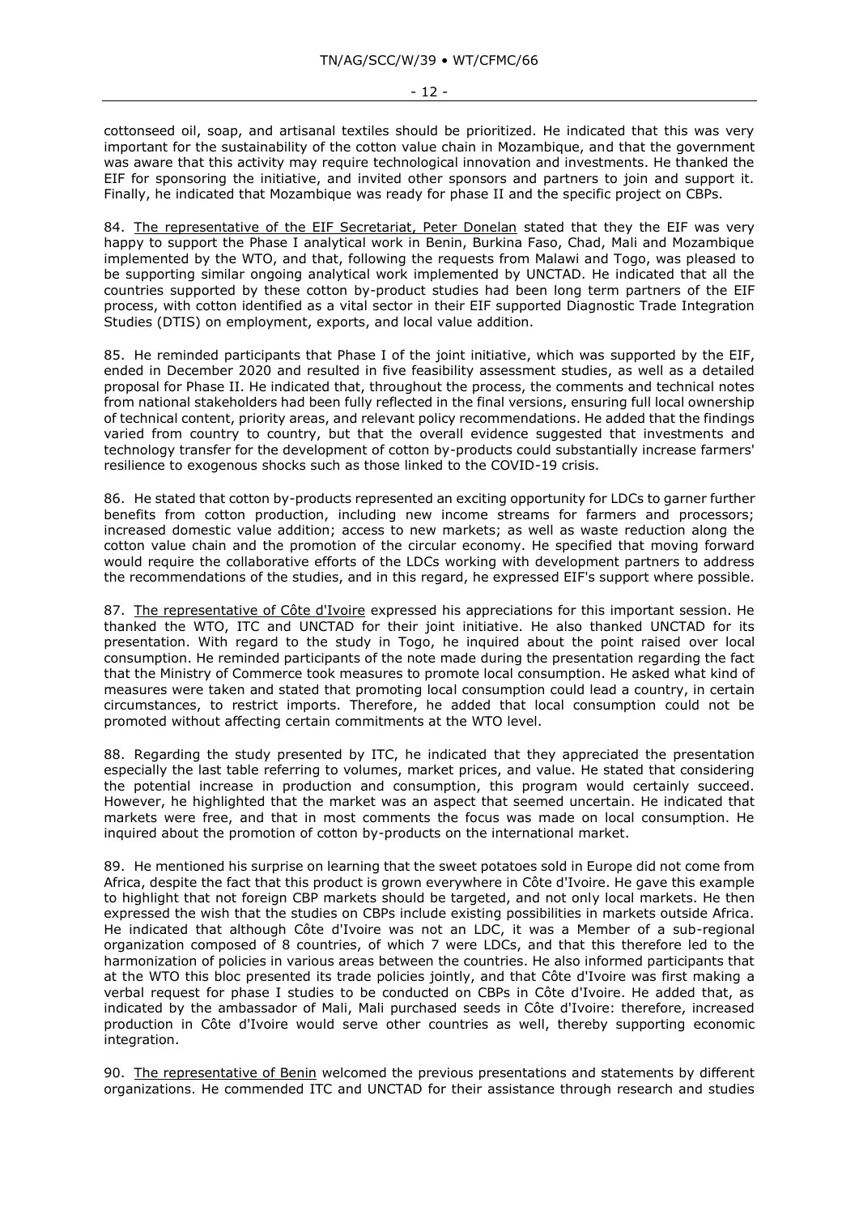cottonseed oil, soap, and artisanal textiles should be prioritized. He indicated that this was very important for the sustainability of the cotton value chain in Mozambique, and that the government was aware that this activity may require technological innovation and investments. He thanked the EIF for sponsoring the initiative, and invited other sponsors and partners to join and support it. Finally, he indicated that Mozambique was ready for phase II and the specific project on CBPs.

84. The representative of the EIF Secretariat, Peter Donelan stated that they the EIF was very happy to support the Phase I analytical work in Benin, Burkina Faso, Chad, Mali and Mozambique implemented by the WTO, and that, following the requests from Malawi and Togo, was pleased to be supporting similar ongoing analytical work implemented by UNCTAD. He indicated that all the countries supported by these cotton by-product studies had been long term partners of the EIF process, with cotton identified as a vital sector in their EIF supported Diagnostic Trade Integration Studies (DTIS) on employment, exports, and local value addition.

85. He reminded participants that Phase I of the joint initiative, which was supported by the EIF, ended in December 2020 and resulted in five feasibility assessment studies, as well as a detailed proposal for Phase II. He indicated that, throughout the process, the comments and technical notes from national stakeholders had been fully reflected in the final versions, ensuring full local ownership of technical content, priority areas, and relevant policy recommendations. He added that the findings varied from country to country, but that the overall evidence suggested that investments and technology transfer for the development of cotton by-products could substantially increase farmers' resilience to exogenous shocks such as those linked to the COVID-19 crisis.

86. He stated that cotton by-products represented an exciting opportunity for LDCs to garner further benefits from cotton production, including new income streams for farmers and processors; increased domestic value addition; access to new markets; as well as waste reduction along the cotton value chain and the promotion of the circular economy. He specified that moving forward would require the collaborative efforts of the LDCs working with development partners to address the recommendations of the studies, and in this regard, he expressed EIF's support where possible.

87. The representative of Côte d'Ivoire expressed his appreciations for this important session. He thanked the WTO, ITC and UNCTAD for their joint initiative. He also thanked UNCTAD for its presentation. With regard to the study in Togo, he inquired about the point raised over local consumption. He reminded participants of the note made during the presentation regarding the fact that the Ministry of Commerce took measures to promote local consumption. He asked what kind of measures were taken and stated that promoting local consumption could lead a country, in certain circumstances, to restrict imports. Therefore, he added that local consumption could not be promoted without affecting certain commitments at the WTO level.

88. Regarding the study presented by ITC, he indicated that they appreciated the presentation especially the last table referring to volumes, market prices, and value. He stated that considering the potential increase in production and consumption, this program would certainly succeed. However, he highlighted that the market was an aspect that seemed uncertain. He indicated that markets were free, and that in most comments the focus was made on local consumption. He inquired about the promotion of cotton by-products on the international market.

89. He mentioned his surprise on learning that the sweet potatoes sold in Europe did not come from Africa, despite the fact that this product is grown everywhere in Côte d'Ivoire. He gave this example to highlight that not foreign CBP markets should be targeted, and not only local markets. He then expressed the wish that the studies on CBPs include existing possibilities in markets outside Africa. He indicated that although Côte d'Ivoire was not an LDC, it was a Member of a sub-regional organization composed of 8 countries, of which 7 were LDCs, and that this therefore led to the harmonization of policies in various areas between the countries. He also informed participants that at the WTO this bloc presented its trade policies jointly, and that Côte d'Ivoire was first making a verbal request for phase I studies to be conducted on CBPs in Côte d'Ivoire. He added that, as indicated by the ambassador of Mali, Mali purchased seeds in Côte d'Ivoire: therefore, increased production in Côte d'Ivoire would serve other countries as well, thereby supporting economic integration.

90. The representative of Benin welcomed the previous presentations and statements by different organizations. He commended ITC and UNCTAD for their assistance through research and studies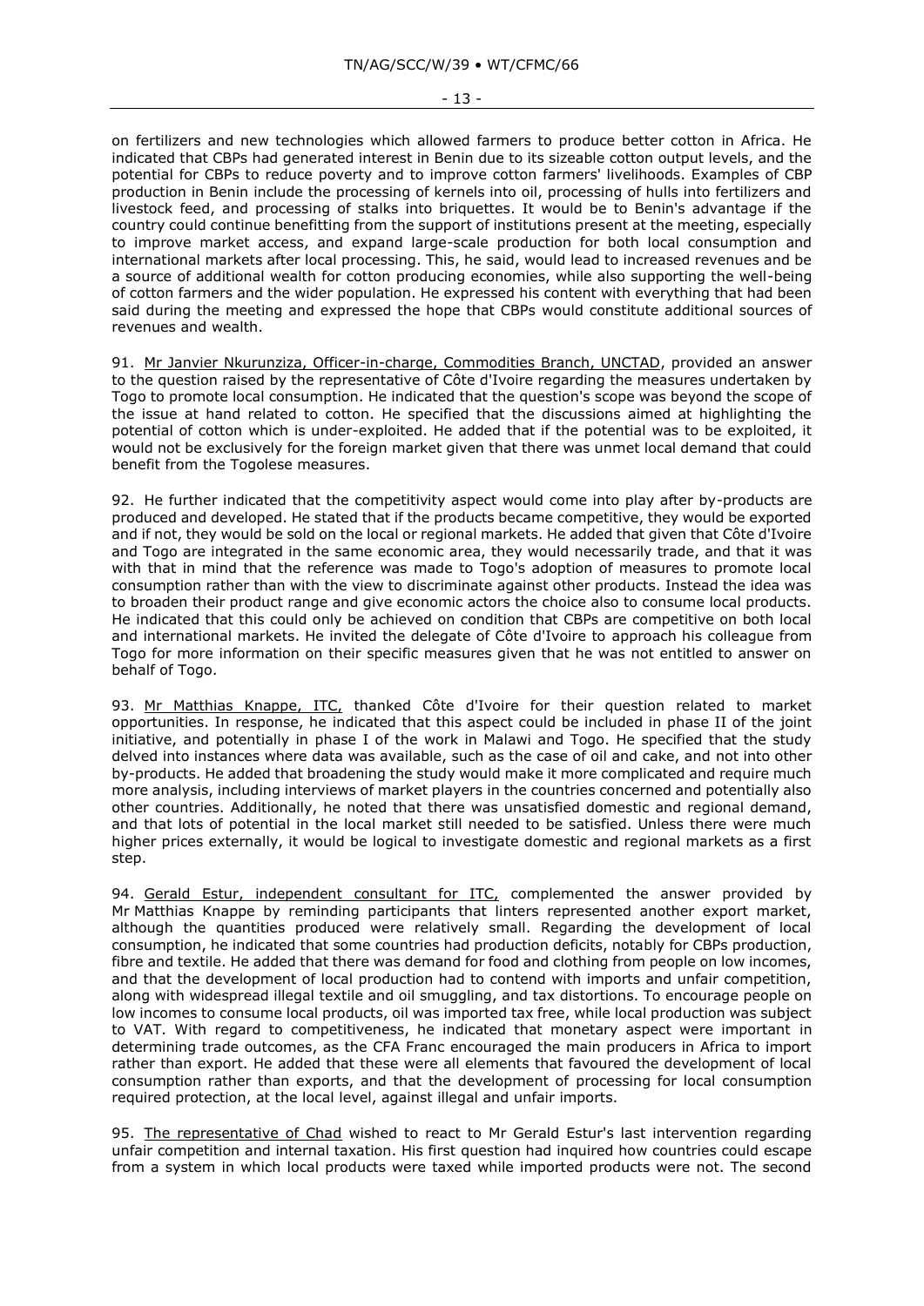on fertilizers and new technologies which allowed farmers to produce better cotton in Africa. He indicated that CBPs had generated interest in Benin due to its sizeable cotton output levels, and the potential for CBPs to reduce poverty and to improve cotton farmers' livelihoods. Examples of CBP production in Benin include the processing of kernels into oil, processing of hulls into fertilizers and livestock feed, and processing of stalks into briquettes. It would be to Benin's advantage if the country could continue benefitting from the support of institutions present at the meeting, especially to improve market access, and expand large-scale production for both local consumption and international markets after local processing. This, he said, would lead to increased revenues and be a source of additional wealth for cotton producing economies, while also supporting the well-being of cotton farmers and the wider population. He expressed his content with everything that had been said during the meeting and expressed the hope that CBPs would constitute additional sources of revenues and wealth.

91. Mr Janvier Nkurunziza, Officer-in-charge, Commodities Branch, UNCTAD, provided an answer to the question raised by the representative of Côte d'Ivoire regarding the measures undertaken by Togo to promote local consumption. He indicated that the question's scope was beyond the scope of the issue at hand related to cotton. He specified that the discussions aimed at highlighting the potential of cotton which is under-exploited. He added that if the potential was to be exploited, it would not be exclusively for the foreign market given that there was unmet local demand that could benefit from the Togolese measures.

92. He further indicated that the competitivity aspect would come into play after by-products are produced and developed. He stated that if the products became competitive, they would be exported and if not, they would be sold on the local or regional markets. He added that given that Côte d'Ivoire and Togo are integrated in the same economic area, they would necessarily trade, and that it was with that in mind that the reference was made to Togo's adoption of measures to promote local consumption rather than with the view to discriminate against other products. Instead the idea was to broaden their product range and give economic actors the choice also to consume local products. He indicated that this could only be achieved on condition that CBPs are competitive on both local and international markets. He invited the delegate of Côte d'Ivoire to approach his colleague from Togo for more information on their specific measures given that he was not entitled to answer on behalf of Togo.

93. Mr Matthias Knappe, ITC, thanked Côte d'Ivoire for their question related to market opportunities. In response, he indicated that this aspect could be included in phase II of the joint initiative, and potentially in phase I of the work in Malawi and Togo. He specified that the study delved into instances where data was available, such as the case of oil and cake, and not into other by-products. He added that broadening the study would make it more complicated and require much more analysis, including interviews of market players in the countries concerned and potentially also other countries. Additionally, he noted that there was unsatisfied domestic and regional demand, and that lots of potential in the local market still needed to be satisfied. Unless there were much higher prices externally, it would be logical to investigate domestic and regional markets as a first step.

94. Gerald Estur, independent consultant for ITC, complemented the answer provided by Mr Matthias Knappe by reminding participants that linters represented another export market, although the quantities produced were relatively small. Regarding the development of local consumption, he indicated that some countries had production deficits, notably for CBPs production, fibre and textile. He added that there was demand for food and clothing from people on low incomes, and that the development of local production had to contend with imports and unfair competition, along with widespread illegal textile and oil smuggling, and tax distortions. To encourage people on low incomes to consume local products, oil was imported tax free, while local production was subject to VAT. With regard to competitiveness, he indicated that monetary aspect were important in determining trade outcomes, as the CFA Franc encouraged the main producers in Africa to import rather than export. He added that these were all elements that favoured the development of local consumption rather than exports, and that the development of processing for local consumption required protection, at the local level, against illegal and unfair imports.

95. The representative of Chad wished to react to Mr Gerald Estur's last intervention regarding unfair competition and internal taxation. His first question had inquired how countries could escape from a system in which local products were taxed while imported products were not. The second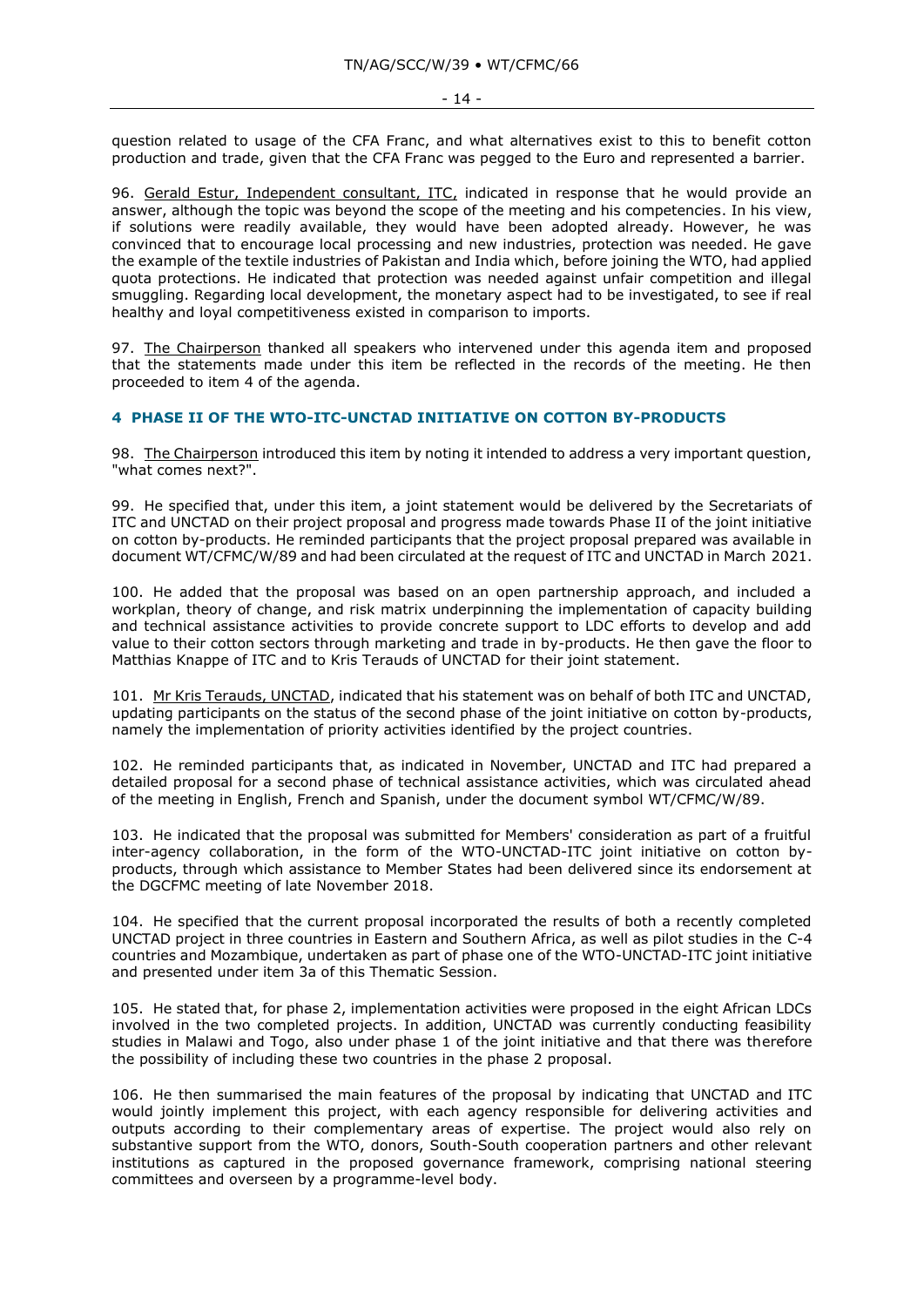question related to usage of the CFA Franc, and what alternatives exist to this to benefit cotton production and trade, given that the CFA Franc was pegged to the Euro and represented a barrier.

96. Gerald Estur, Independent consultant, ITC, indicated in response that he would provide an answer, although the topic was beyond the scope of the meeting and his competencies. In his view, if solutions were readily available, they would have been adopted already. However, he was convinced that to encourage local processing and new industries, protection was needed. He gave the example of the textile industries of Pakistan and India which, before joining the WTO, had applied quota protections. He indicated that protection was needed against unfair competition and illegal smuggling. Regarding local development, the monetary aspect had to be investigated, to see if real healthy and loyal competitiveness existed in comparison to imports.

97. The Chairperson thanked all speakers who intervened under this agenda item and proposed that the statements made under this item be reflected in the records of the meeting. He then proceeded to item 4 of the agenda.

## 4 PHASE II OF THE WTO-ITC-UNCTAD INITIATIVE ON COTTON BY-PRODUCTS

98. The Chairperson introduced this item by noting it intended to address a very important question, "what comes next?".

99. He specified that, under this item, a joint statement would be delivered by the Secretariats of ITC and UNCTAD on their project proposal and progress made towards Phase II of the joint initiative on cotton by-products. He reminded participants that the project proposal prepared was available in document WT/CFMC/W/89 and had been circulated at the request of ITC and UNCTAD in March 2021.

100. He added that the proposal was based on an open partnership approach, and included a workplan, theory of change, and risk matrix underpinning the implementation of capacity building and technical assistance activities to provide concrete support to LDC efforts to develop and add value to their cotton sectors through marketing and trade in by-products. He then gave the floor to Matthias Knappe of ITC and to Kris Terauds of UNCTAD for their joint statement.

101. Mr Kris Terauds, UNCTAD, indicated that his statement was on behalf of both ITC and UNCTAD, updating participants on the status of the second phase of the joint initiative on cotton by-products, namely the implementation of priority activities identified by the project countries.

102. He reminded participants that, as indicated in November, UNCTAD and ITC had prepared a detailed proposal for a second phase of technical assistance activities, which was circulated ahead of the meeting in English, French and Spanish, under the document symbol WT/CFMC/W/89.

103. He indicated that the proposal was submitted for Members' consideration as part of a fruitful inter-agency collaboration, in the form of the WTO-UNCTAD-ITC joint initiative on cotton by-products, through which assistance to Member States had been delivered since its endorsement at the DGCFMC meeting of late November 2018.

104. He specified that the current proposal incorporated the results of both a recently completed UNCTAD project in three countries in Eastern and Southern Africa, as well as pilot studies in the C-4 countries and Mozambique, undertaken as part of phase one of the WTO-UNCTAD-ITC joint initiative and presented under item 3a of this Thematic Session.

105. He stated that, for phase 2, implementation activities were proposed in the eight African LDCs involved in the two completed projects. In addition, UNCTAD was currently conducting feasibility studies in Malawi and Togo, also under phase 1 of the joint initiative and that there was therefore the possibility of including these two countries in the phase 2 proposal.

106. He then summarised the main features of the proposal by indicating that UNCTAD and ITC would jointly implement this project, with each agency responsible for delivering activities and outputs according to their complementary areas of expertise. The project would also rely on substantive support from the WTO, donors, South-South cooperation partners and other relevant institutions as captured in the proposed governance framework, comprising national steering committees and overseen by a programme-level body.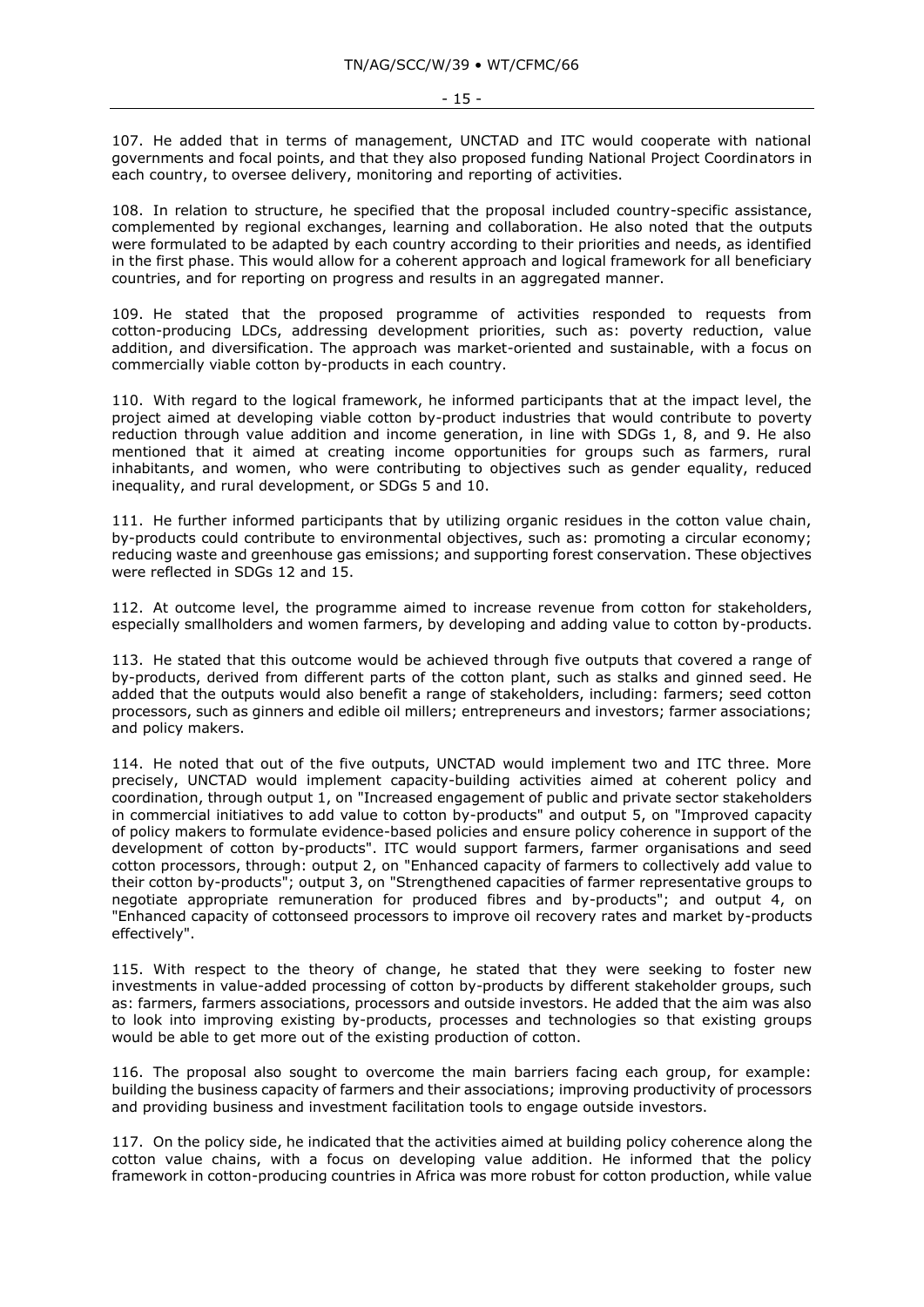107. He added that in terms of management, UNCTAD and ITC would cooperate with national governments and focal points, and that they also proposed funding National Project Coordinators in each country, to oversee delivery, monitoring and reporting of activities.

108. In relation to structure, he specified that the proposal included country-specific assistance, complemented by regional exchanges, learning and collaboration. He also noted that the outputs were formulated to be adapted by each country according to their priorities and needs, as identified in the first phase. This would allow for a coherent approach and logical framework for all beneficiary countries, and for reporting on progress and results in an aggregated manner.

109. He stated that the proposed programme of activities responded to requests from cotton-producing LDCs, addressing development priorities, such as: poverty reduction, value addition, and diversification. The approach was market-oriented and sustainable, with a focus on commercially viable cotton by-products in each country.

110. With regard to the logical framework, he informed participants that at the impact level, the project aimed at developing viable cotton by-product industries that would contribute to poverty reduction through value addition and income generation, in line with SDGs 1, 8, and 9. He also mentioned that it aimed at creating income opportunities for groups such as farmers, rural inhabitants, and women, who were contributing to objectives such as gender equality, reduced inequality, and rural development, or SDGs 5 and 10.

111. He further informed participants that by utilizing organic residues in the cotton value chain, by-products could contribute to environmental objectives, such as: promoting a circular economy; reducing waste and greenhouse gas emissions; and supporting forest conservation. These objectives were reflected in SDGs 12 and 15.

112. At outcome level, the programme aimed to increase revenue from cotton for stakeholders, especially smallholders and women farmers, by developing and adding value to cotton by-products.

113. He stated that this outcome would be achieved through five outputs that covered a range of by-products, derived from different parts of the cotton plant, such as stalks and ginned seed. He added that the outputs would also benefit a range of stakeholders, including: farmers; seed cotton processors, such as ginners and edible oil millers; entrepreneurs and investors; farmer associations; and policy makers.

114. He noted that out of the five outputs, UNCTAD would implement two and ITC three. More precisely, UNCTAD would implement capacity-building activities aimed at coherent policy and coordination, through output 1, on "Increased engagement of public and private sector stakeholders in commercial initiatives to add value to cotton by-products" and output 5, on "Improved capacity of policy makers to formulate evidence-based policies and ensure policy coherence in support of the development of cotton by-products". ITC would support farmers, farmer organisations and seed cotton processors, through: output 2, on "Enhanced capacity of farmers to collectively add value to their cotton by-products"; output 3, on "Strengthened capacities of farmer representative groups to negotiate appropriate remuneration for produced fibres and by-products"; and output 4, on "Enhanced capacity of cottonseed processors to improve oil recovery rates and market by-products effectively".

115. With respect to the theory of change, he stated that they were seeking to foster new investments in value-added processing of cotton by-products by different stakeholder groups, such as: farmers, farmers associations, processors and outside investors. He added that the aim was also to look into improving existing by-products, processes and technologies so that existing groups would be able to get more out of the existing production of cotton.

116. The proposal also sought to overcome the main barriers facing each group, for example: building the business capacity of farmers and their associations; improving productivity of processors and providing business and investment facilitation tools to engage outside investors.

117. On the policy side, he indicated that the activities aimed at building policy coherence along the cotton value chains, with a focus on developing value addition. He informed that the policy framework in cotton-producing countries in Africa was more robust for cotton production, while value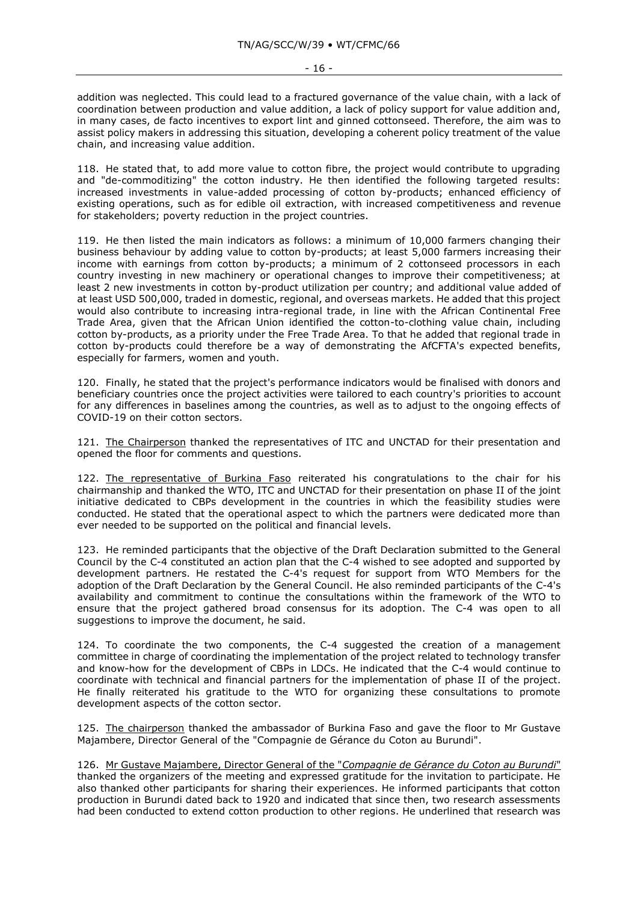addition was neglected. This could lead to a fractured governance of the value chain, with a lack of coordination between production and value addition, a lack of policy support for value addition and, in many cases, de facto incentives to export lint and ginned cottonseed. Therefore, the aim was to assist policy makers in addressing this situation, developing a coherent policy treatment of the value chain, and increasing value addition.

118. He stated that, to add more value to cotton fibre, the project would contribute to upgrading and "de-commoditizing" the cotton industry. He then identified the following targeted results: increased investments in value-added processing of cotton by-products; enhanced efficiency of existing operations, such as for edible oil extraction, with increased competitiveness and revenue for stakeholders; poverty reduction in the project countries.

119. He then listed the main indicators as follows: a minimum of 10,000 farmers changing their business behaviour by adding value to cotton by-products; at least 5,000 farmers increasing their income with earnings from cotton by-products; a minimum of 2 cottonseed processors in each country investing in new machinery or operational changes to improve their competitiveness; at least 2 new investments in cotton by-product utilization per country; and additional value added of at least USD 500,000, traded in domestic, regional, and overseas markets. He added that this project would also contribute to increasing intra-regional trade, in line with the African Continental Free Trade Area, given that the African Union identified the cotton-to-clothing value chain, including cotton by-products, as a priority under the Free Trade Area. To that he added that regional trade in cotton by-products could therefore be a way of demonstrating the AfCFTA's expected benefits, especially for farmers, women and youth.

120. Finally, he stated that the project's performance indicators would be finalised with donors and beneficiary countries once the project activities were tailored to each country's priorities to account for any differences in baselines among the countries, as well as to adjust to the ongoing effects of COVID-19 on their cotton sectors.

121. The Chairperson thanked the representatives of ITC and UNCTAD for their presentation and opened the floor for comments and questions.

122. The representative of Burkina Faso reiterated his congratulations to the chair for his chairmanship and thanked the WTO, ITC and UNCTAD for their presentation on phase II of the joint initiative dedicated to CBPs development in the countries in which the feasibility studies were conducted. He stated that the operational aspect to which the partners were dedicated more than ever needed to be supported on the political and financial levels.

123. He reminded participants that the objective of the Draft Declaration submitted to the General Council by the C-4 constituted an action plan that the C-4 wished to see adopted and supported by development partners. He restated the C-4's request for support from WTO Members for the adoption of the Draft Declaration by the General Council. He also reminded participants of the C-4's availability and commitment to continue the consultations within the framework of the WTO to ensure that the project gathered broad consensus for its adoption. The C-4 was open to all suggestions to improve the document, he said.

124. To coordinate the two components, the C-4 suggested the creation of a management committee in charge of coordinating the implementation of the project related to technology transfer and know-how for the development of CBPs in LDCs. He indicated that the C-4 would continue to coordinate with technical and financial partners for the implementation of phase II of the project. He finally reiterated his gratitude to the WTO for organizing these consultations to promote development aspects of the cotton sector.

125. The chairperson thanked the ambassador of Burkina Faso and gave the floor to Mr Gustave Majambere, Director General of the "Compagnie de Gérance du Coton au Burundi".

126. Mr Gustave Majambere, Director General of the "*Compagnie de Gérance du Coton au Burundi*" thanked the organizers of the meeting and expressed gratitude for the invitation to participate. He also thanked other participants for sharing their experiences. He informed participants that cotton production in Burundi dated back to 1920 and indicated that since then, two research assessments had been conducted to extend cotton production to other regions. He underlined that research was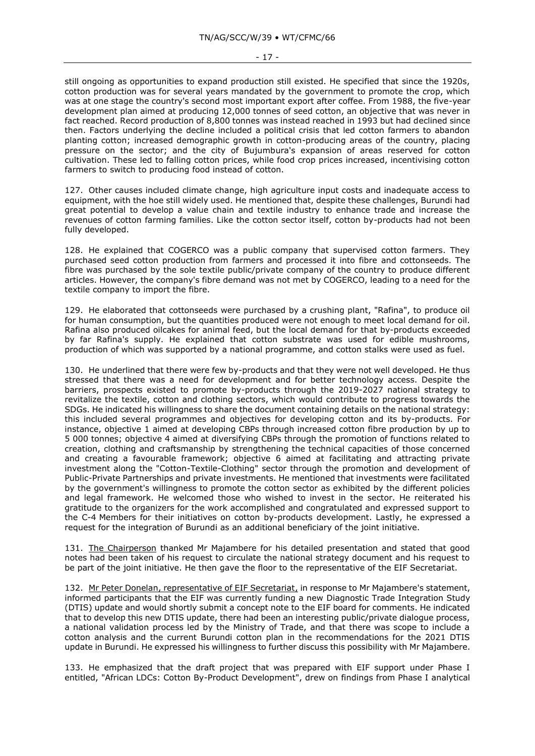still ongoing as opportunities to expand production still existed. He specified that since the 1920s, cotton production was for several years mandated by the government to promote the crop, which was at one stage the country's second most important export after coffee. From 1988, the five-year development plan aimed at producing 12,000 tonnes of seed cotton, an objective that was never in fact reached. Record production of 8,800 tonnes was instead reached in 1993 but had declined since then. Factors underlying the decline included a political crisis that led cotton farmers to abandon planting cotton; increased demographic growth in cotton-producing areas of the country, placing pressure on the sector; and the city of Bujumbura's expansion of areas reserved for cotton cultivation. These led to falling cotton prices, while food crop prices increased, incentivising cotton farmers to switch to producing food instead of cotton.

127. Other causes included climate change, high agriculture input costs and inadequate access to equipment, with the hoe still widely used. He mentioned that, despite these challenges, Burundi had great potential to develop a value chain and textile industry to enhance trade and increase the revenues of cotton farming families. Like the cotton sector itself, cotton by-products had not been fully developed.

128. He explained that COGERCO was a public company that supervised cotton farmers. They purchased seed cotton production from farmers and processed it into fibre and cottonseeds. The fibre was purchased by the sole textile public/private company of the country to produce different articles. However, the company's fibre demand was not met by COGERCO, leading to a need for the textile company to import the fibre.

129. He elaborated that cottonseeds were purchased by a crushing plant, "Rafina", to produce oil for human consumption, but the quantities produced were not enough to meet local demand for oil. Rafina also produced oilcakes for animal feed, but the local demand for that by-products exceeded by far Rafina's supply. He explained that cotton substrate was used for edible mushrooms, production of which was supported by a national programme, and cotton stalks were used as fuel.

130. He underlined that there were few by-products and that they were not well developed. He thus stressed that there was a need for development and for better technology access. Despite the barriers, prospects existed to promote by-products through the 2019-2027 national strategy to revitalize the textile, cotton and clothing sectors, which would contribute to progress towards the SDGs. He indicated his willingness to share the document containing details on the national strategy: this included several programmes and objectives for developing cotton and its by-products. For instance, objective 1 aimed at developing CBPs through increased cotton fibre production by up to 5 000 tonnes; objective 4 aimed at diversifying CBPs through the promotion of functions related to creation, clothing and craftsmanship by strengthening the technical capacities of those concerned and creating a favourable framework; objective 6 aimed at facilitating and attracting private investment along the "Cotton-Textile-Clothing" sector through the promotion and development of Public-Private Partnerships and private investments. He mentioned that investments were facilitated by the government's willingness to promote the cotton sector as exhibited by the different policies and legal framework. He welcomed those who wished to invest in the sector. He reiterated his gratitude to the organizers for the work accomplished and congratulated and expressed support to the C-4 Members for their initiatives on cotton by-products development. Lastly, he expressed a request for the integration of Burundi as an additional beneficiary of the joint initiative.

131. The Chairperson thanked Mr Majambere for his detailed presentation and stated that good notes had been taken of his request to circulate the national strategy document and his request to be part of the joint initiative. He then gave the floor to the representative of the EIF Secretariat.

132. Mr Peter Donelan, representative of EIF Secretariat, in response to Mr Majambere's statement, informed participants that the EIF was currently funding a new Diagnostic Trade Integration Study (DTIS) update and would shortly submit a concept note to the EIF board for comments. He indicated that to develop this new DTIS update, there had been an interesting public/private dialogue process, a national validation process led by the Ministry of Trade, and that there was scope to include a cotton analysis and the current Burundi cotton plan in the recommendations for the 2021 DTIS update in Burundi. He expressed his willingness to further discuss this possibility with Mr Majambere.

133. He emphasized that the draft project that was prepared with EIF support under Phase I entitled, "African LDCs: Cotton By-Product Development", drew on findings from Phase I analytical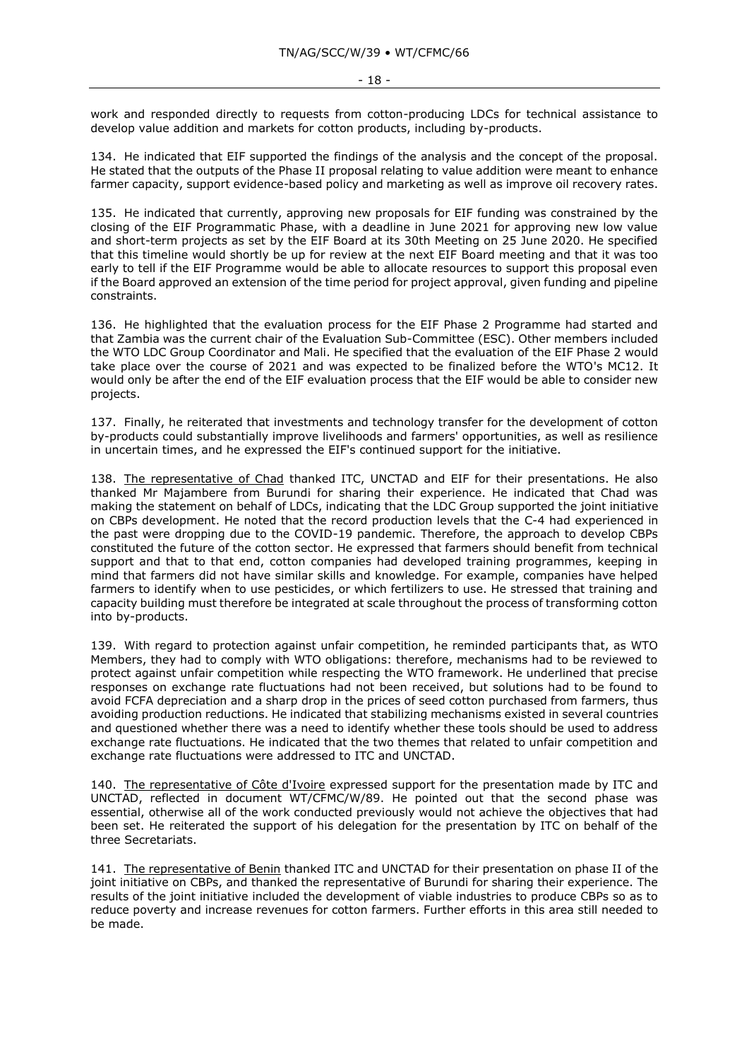work and responded directly to requests from cotton-producing LDCs for technical assistance to develop value addition and markets for cotton products, including by-products.

134. He indicated that EIF supported the findings of the analysis and the concept of the proposal. He stated that the outputs of the Phase II proposal relating to value addition were meant to enhance farmer capacity, support evidence-based policy and marketing as well as improve oil recovery rates.

135. He indicated that currently, approving new proposals for EIF funding was constrained by the closing of the EIF Programmatic Phase, with a deadline in June 2021 for approving new low value and short-term projects as set by the EIF Board at its 30th Meeting on 25 June 2020. He specified that this timeline would shortly be up for review at the next EIF Board meeting and that it was too early to tell if the EIF Programme would be able to allocate resources to support this proposal even if the Board approved an extension of the time period for project approval, given funding and pipeline constraints.

136. He highlighted that the evaluation process for the EIF Phase 2 Programme had started and that Zambia was the current chair of the Evaluation Sub-Committee (ESC). Other members included the WTO LDC Group Coordinator and Mali. He specified that the evaluation of the EIF Phase 2 would take place over the course of 2021 and was expected to be finalized before the WTO's MC12. It would only be after the end of the EIF evaluation process that the EIF would be able to consider new projects.

137. Finally, he reiterated that investments and technology transfer for the development of cotton by-products could substantially improve livelihoods and farmers' opportunities, as well as resilience in uncertain times, and he expressed the EIF's continued support for the initiative.

138. <u>The representative of Chad</u> thanked ITC, UNCTAD and EIF for their presentations. He also thanked Mr Majambere from Burundi for sharing their experience. He indicated that Chad was making the statement on behalf of LDCs, indicating that the LDC Group supported the joint initiative on CBPs development. He noted that the record production levels that the C-4 had experienced in the past were dropping due to the COVID-19 pandemic. Therefore, the approach to develop CBPs constituted the future of the cotton sector. He expressed that farmers should benefit from technical support and that to that end, cotton companies had developed training programmes, keeping in mind that farmers did not have similar skills and knowledge. For example, companies have helped farmers to identify when to use pesticides, or which fertilizers to use. He stressed that training and capacity building must therefore be integrated at scale throughout the process of transforming cotton into by-products.

139. With regard to protection against unfair competition, he reminded participants that, as WTO Members, they had to comply with WTO obligations: therefore, mechanisms had to be reviewed to protect against unfair competition while respecting the WTO framework. He underlined that precise responses on exchange rate fluctuations had not been received, but solutions had to be found to avoid FCFA depreciation and a sharp drop in the prices of seed cotton purchased from farmers, thus avoiding production reductions. He indicated that stabilizing mechanisms existed in several countries and questioned whether there was a need to identify whether these tools should be used to address exchange rate fluctuations. He indicated that the two themes that related to unfair competition and exchange rate fluctuations were addressed to ITC and UNCTAD.

140. <u>The representative of Côte d'Ivoire</u> expressed support for the presentation made by ITC and UNCTAD, reflected in document WT/CFMC/W/89. He pointed out that the second phase was essential, otherwise all of the work conducted previously would not achieve the objectives that had been set. He reiterated the support of his delegation for the presentation by ITC on behalf of the three Secretariats.

141. <u>The representative of Benin</u> thanked ITC and UNCTAD for their presentation on phase II of the joint initiative on CBPs, and thanked the representative of Burundi for sharing their experience. The results of the joint initiative included the development of viable industries to produce CBPs so as to reduce poverty and increase revenues for cotton farmers. Further efforts in this area still needed to be made.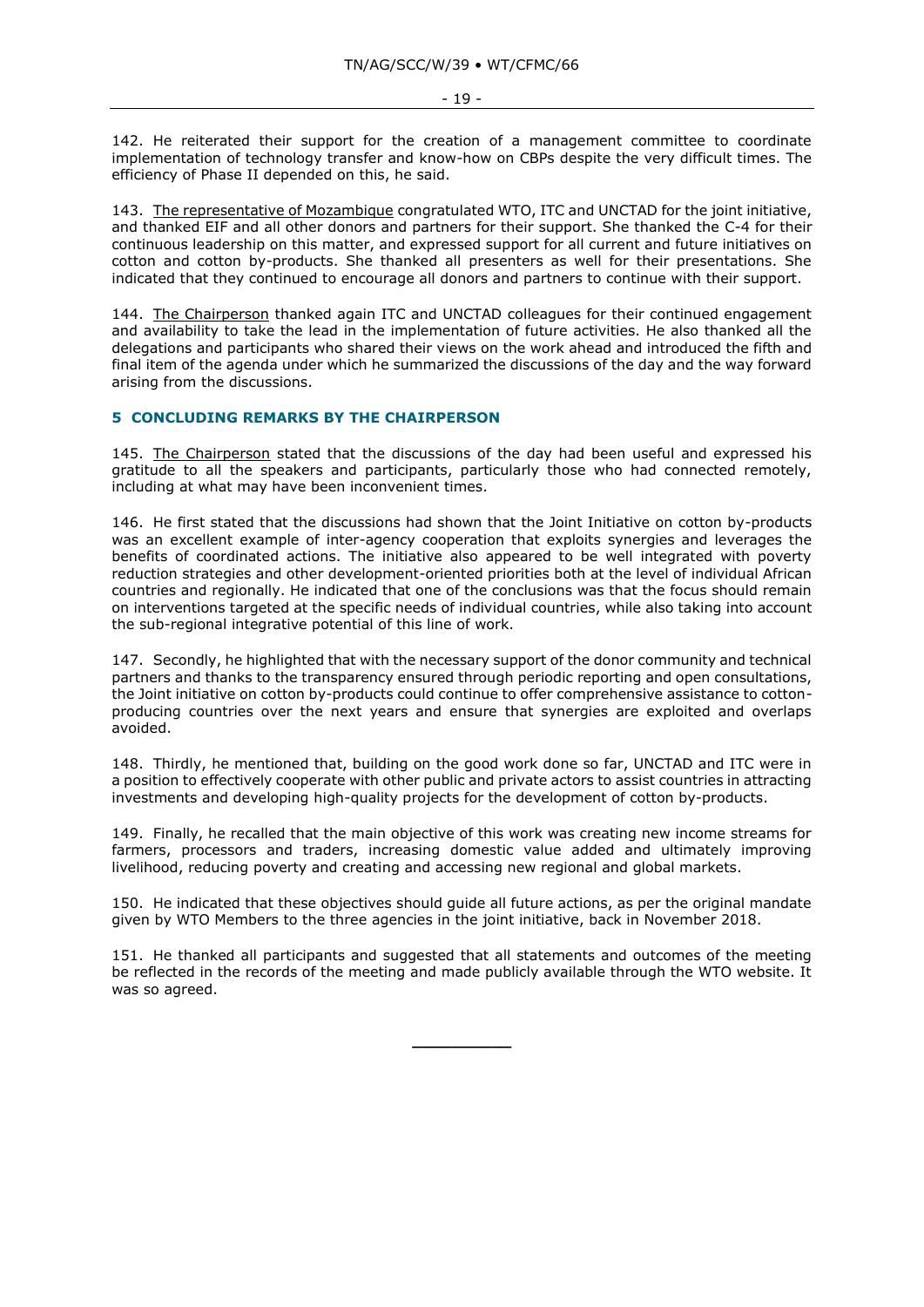142. He reiterated their support for the creation of a management committee to coordinate implementation of technology transfer and know-how on CBPs despite the very difficult times. The efficiency of Phase II depended on this, he said.

143. The representative of Mozambique congratulated WTO, ITC and UNCTAD for the joint initiative, and thanked EIF and all other donors and partners for their support. She thanked the C-4 for their continuous leadership on this matter, and expressed support for all current and future initiatives on cotton and cotton by-products. She thanked all presenters as well for their presentations. She indicated that they continued to encourage all donors and partners to continue with their support.

144. The Chairperson thanked again ITC and UNCTAD colleagues for their continued engagement and availability to take the lead in the implementation of future activities. He also thanked all the delegations and participants who shared their views on the work ahead and introduced the fifth and final item of the agenda under which he summarized the discussions of the day and the way forward arising from the discussions.

## 5 CONCLUDING REMARKS BY THE CHAIRPERSON

145. The Chairperson stated that the discussions of the day had been useful and expressed his gratitude to all the speakers and participants, particularly those who had connected remotely, including at what may have been inconvenient times.

146. He first stated that the discussions had shown that the Joint Initiative on cotton by-products was an excellent example of inter-agency cooperation that exploits synergies and leverages the benefits of coordinated actions. The initiative also appeared to be well integrated with poverty reduction strategies and other development-oriented priorities both at the level of individual African countries and regionally. He indicated that one of the conclusions was that the focus should remain on interventions targeted at the specific needs of individual countries, while also taking into account the sub-regional integrative potential of this line of work.

147. Secondly, he highlighted that with the necessary support of the donor community and technical partners and thanks to the transparency ensured through periodic reporting and open consultations, the Joint initiative on cotton by-products could continue to offer comprehensive assistance to cotton-producing countries over the next years and ensure that synergies are exploited and overlaps avoided.

148. Thirdly, he mentioned that, building on the good work done so far, UNCTAD and ITC were in a position to effectively cooperate with other public and private actors to assist countries in attracting investments and developing high-quality projects for the development of cotton by-products.

149. Finally, he recalled that the main objective of this work was creating new income streams for farmers, processors and traders, increasing domestic value added and ultimately improving livelihood, reducing poverty and creating and accessing new regional and global markets.

150. He indicated that these objectives should guide all future actions, as per the original mandate given by WTO Members to the three agencies in the joint initiative, back in November 2018.

151. He thanked all participants and suggested that all statements and outcomes of the meeting be reflected in the records of the meeting and made publicly available through the WTO website. It was so agreed.

\_\_\_\_\_\_\_\_\_\_\_\_\_\_\_